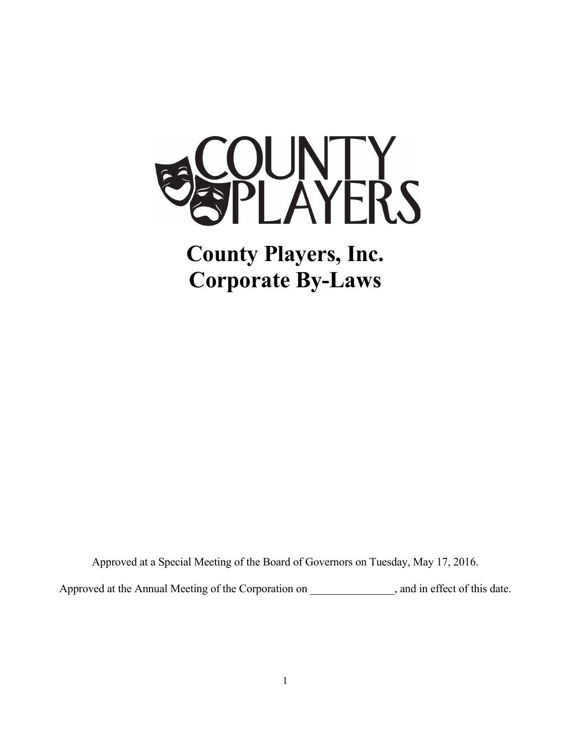# County Players, Inc.
# Corporate By-Laws

Approved at a Special Meeting of the Board of Governors on Tuesday, May 17, 2016.

Approved at the Annual Meeting of the Corporation on _______________, and in effect of this date.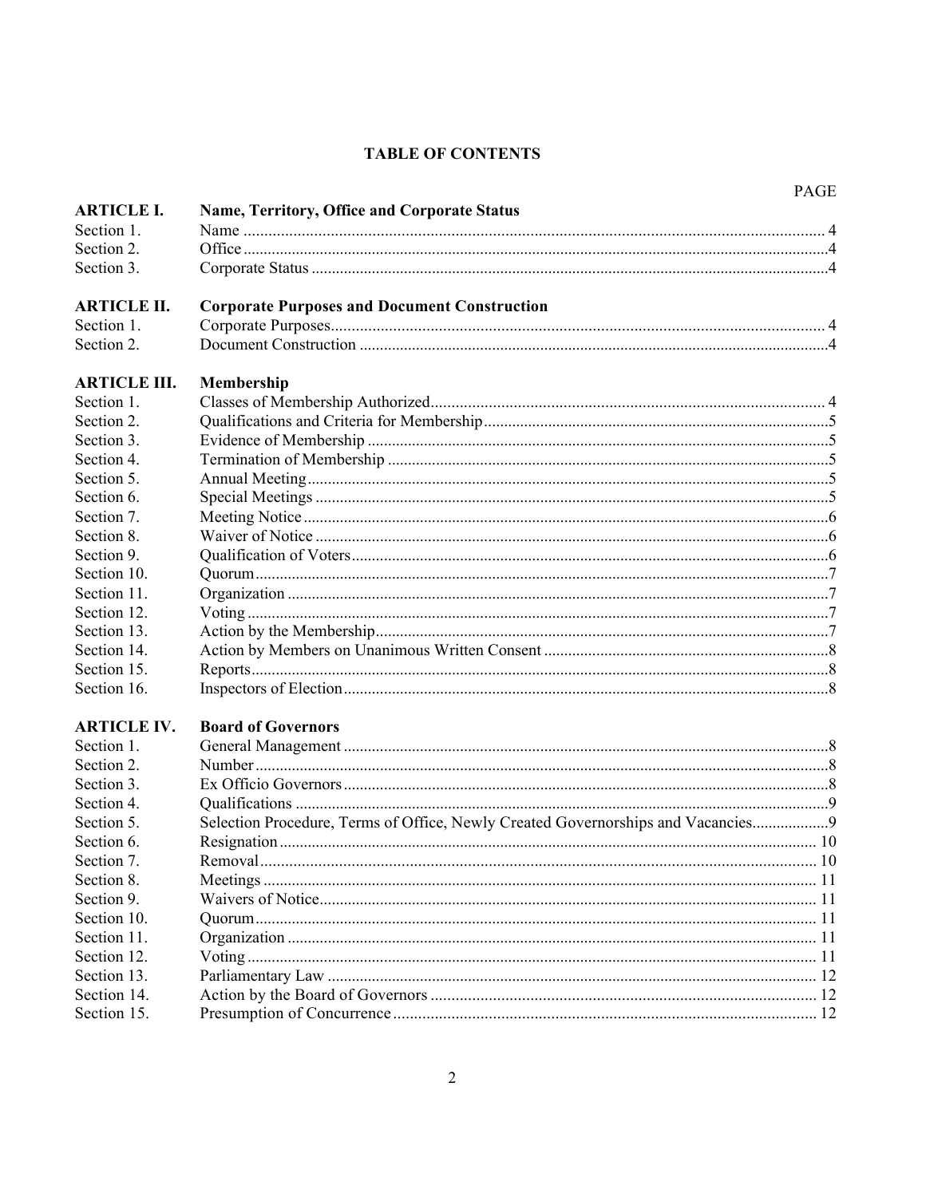# TABLE OF CONTENTS

| | | PAGE |
|---|---|---|
| **ARTICLE I.** | **Name, Territory, Office and Corporate Status** | |
| Section 1. | Name | 4 |
| Section 2. | Office | 4 |
| Section 3. | Corporate Status | 4 |
| **ARTICLE II.** | **Corporate Purposes and Document Construction** | |
| Section 1. | Corporate Purposes | 4 |
| Section 2. | Document Construction | 4 |
| **ARTICLE III.** | **Membership** | |
| Section 1. | Classes of Membership Authorized | 4 |
| Section 2. | Qualifications and Criteria for Membership | 5 |
| Section 3. | Evidence of Membership | 5 |
| Section 4. | Termination of Membership | 5 |
| Section 5. | Annual Meeting | 5 |
| Section 6. | Special Meetings | 5 |
| Section 7. | Meeting Notice | 6 |
| Section 8. | Waiver of Notice | 6 |
| Section 9. | Qualification of Voters | 6 |
| Section 10. | Quorum | 7 |
| Section 11. | Organization | 7 |
| Section 12. | Voting | 7 |
| Section 13. | Action by the Membership | 7 |
| Section 14. | Action by Members on Unanimous Written Consent | 8 |
| Section 15. | Reports | 8 |
| Section 16. | Inspectors of Election | 8 |
| **ARTICLE IV.** | **Board of Governors** | |
| Section 1. | General Management | 8 |
| Section 2. | Number | 8 |
| Section 3. | Ex Officio Governors | 8 |
| Section 4. | Qualifications | 9 |
| Section 5. | Selection Procedure, Terms of Office, Newly Created Governorships and Vacancies | 9 |
| Section 6. | Resignation | 10 |
| Section 7. | Removal | 10 |
| Section 8. | Meetings | 11 |
| Section 9. | Waivers of Notice | 11 |
| Section 10. | Quorum | 11 |
| Section 11. | Organization | 11 |
| Section 12. | Voting | 11 |
| Section 13. | Parliamentary Law | 12 |
| Section 14. | Action by the Board of Governors | 12 |
| Section 15. | Presumption of Concurrence | 12 |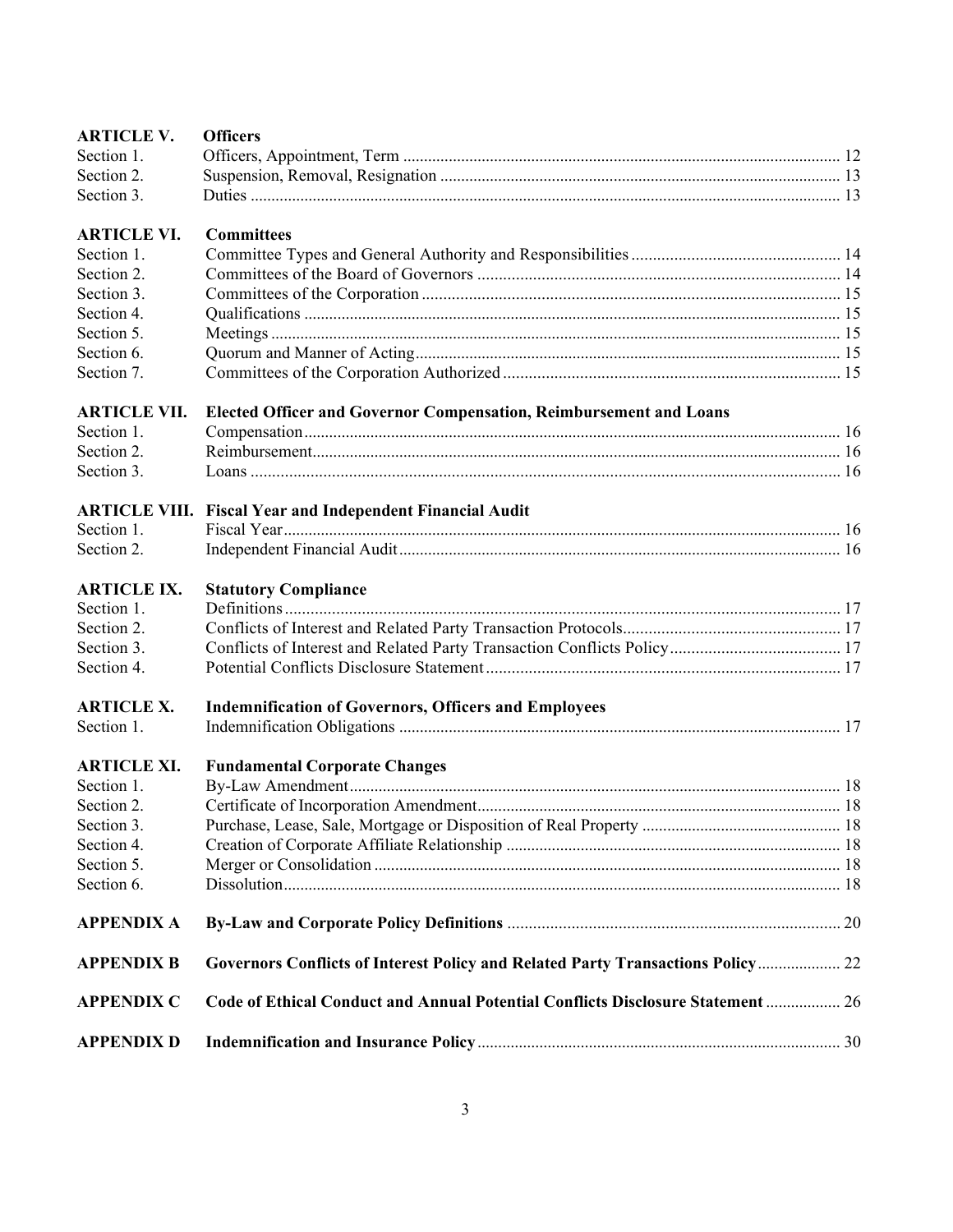| | | |
|---|---|---|
| **ARTICLE V.** | **Officers** | |
| Section 1. | Officers, Appointment, Term | 12 |
| Section 2. | Suspension, Removal, Resignation | 13 |
| Section 3. | Duties | 13 |
| **ARTICLE VI.** | **Committees** | |
| Section 1. | Committee Types and General Authority and Responsibilities | 14 |
| Section 2. | Committees of the Board of Governors | 14 |
| Section 3. | Committees of the Corporation | 15 |
| Section 4. | Qualifications | 15 |
| Section 5. | Meetings | 15 |
| Section 6. | Quorum and Manner of Acting | 15 |
| Section 7. | Committees of the Corporation Authorized | 15 |
| **ARTICLE VII.** | **Elected Officer and Governor Compensation, Reimbursement and Loans** | |
| Section 1. | Compensation | 16 |
| Section 2. | Reimbursement | 16 |
| Section 3. | Loans | 16 |
| **ARTICLE VIII.** | **Fiscal Year and Independent Financial Audit** | |
| Section 1. | Fiscal Year | 16 |
| Section 2. | Independent Financial Audit | 16 |
| **ARTICLE IX.** | **Statutory Compliance** | |
| Section 1. | Definitions | 17 |
| Section 2. | Conflicts of Interest and Related Party Transaction Protocols | 17 |
| Section 3. | Conflicts of Interest and Related Party Transaction Conflicts Policy | 17 |
| Section 4. | Potential Conflicts Disclosure Statement | 17 |
| **ARTICLE X.** | **Indemnification of Governors, Officers and Employees** | |
| Section 1. | Indemnification Obligations | 17 |
| **ARTICLE XI.** | **Fundamental Corporate Changes** | |
| Section 1. | By-Law Amendment | 18 |
| Section 2. | Certificate of Incorporation Amendment | 18 |
| Section 3. | Purchase, Lease, Sale, Mortgage or Disposition of Real Property | 18 |
| Section 4. | Creation of Corporate Affiliate Relationship | 18 |
| Section 5. | Merger or Consolidation | 18 |
| Section 6. | Dissolution | 18 |
| **APPENDIX A** | **By-Law and Corporate Policy Definitions** | 20 |
| **APPENDIX B** | **Governors Conflicts of Interest Policy and Related Party Transactions Policy** | 22 |
| **APPENDIX C** | **Code of Ethical Conduct and Annual Potential Conflicts Disclosure Statement** | 26 |
| **APPENDIX D** | **Indemnification and Insurance Policy** | 30 |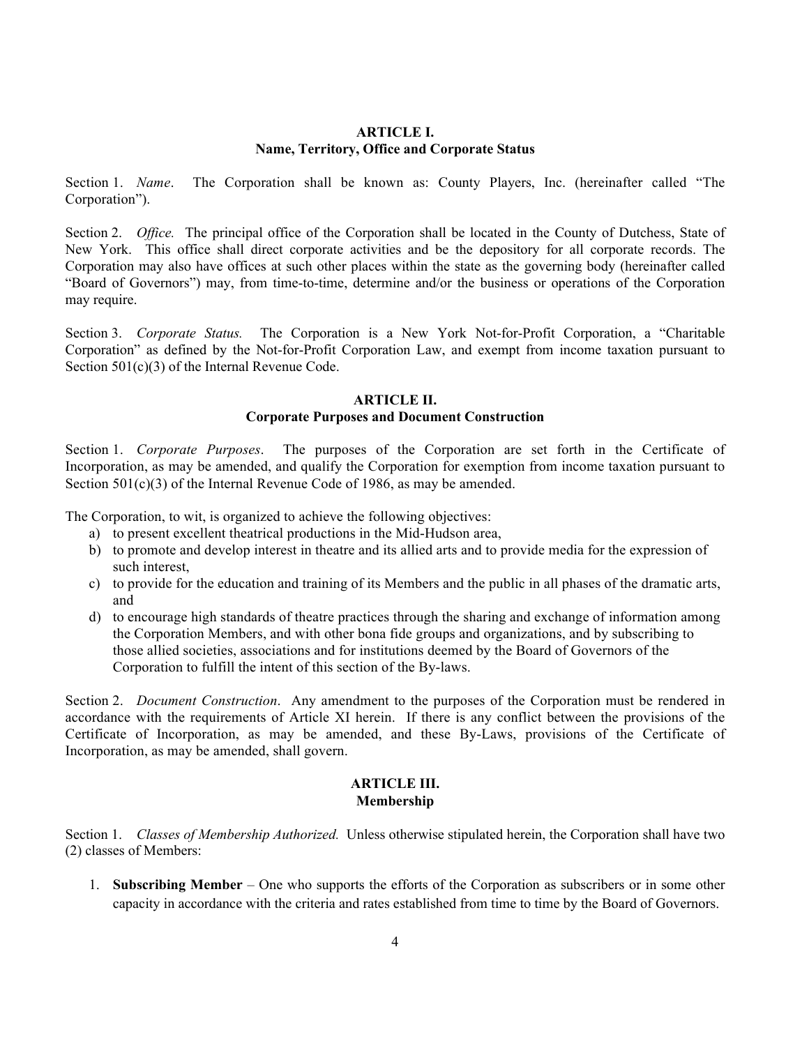## ARTICLE I.
## Name, Territory, Office and Corporate Status

Section 1. *Name*. The Corporation shall be known as: County Players, Inc. (hereinafter called "The Corporation").

Section 2. *Office.* The principal office of the Corporation shall be located in the County of Dutchess, State of New York. This office shall direct corporate activities and be the depository for all corporate records. The Corporation may also have offices at such other places within the state as the governing body (hereinafter called "Board of Governors") may, from time-to-time, determine and/or the business or operations of the Corporation may require.

Section 3. *Corporate Status.* The Corporation is a New York Not-for-Profit Corporation, a "Charitable Corporation" as defined by the Not-for-Profit Corporation Law, and exempt from income taxation pursuant to Section 501(c)(3) of the Internal Revenue Code.

## ARTICLE II.
## Corporate Purposes and Document Construction

Section 1. *Corporate Purposes*. The purposes of the Corporation are set forth in the Certificate of Incorporation, as may be amended, and qualify the Corporation for exemption from income taxation pursuant to Section 501(c)(3) of the Internal Revenue Code of 1986, as may be amended.

The Corporation, to wit, is organized to achieve the following objectives:

a) to present excellent theatrical productions in the Mid-Hudson area,
b) to promote and develop interest in theatre and its allied arts and to provide media for the expression of such interest,
c) to provide for the education and training of its Members and the public in all phases of the dramatic arts, and
d) to encourage high standards of theatre practices through the sharing and exchange of information among the Corporation Members, and with other bona fide groups and organizations, and by subscribing to those allied societies, associations and for institutions deemed by the Board of Governors of the Corporation to fulfill the intent of this section of the By-laws.

Section 2. *Document Construction*. Any amendment to the purposes of the Corporation must be rendered in accordance with the requirements of Article XI herein. If there is any conflict between the provisions of the Certificate of Incorporation, as may be amended, and these By-Laws, provisions of the Certificate of Incorporation, as may be amended, shall govern.

## ARTICLE III.
## Membership

Section 1. *Classes of Membership Authorized.* Unless otherwise stipulated herein, the Corporation shall have two (2) classes of Members:

1. **Subscribing Member** – One who supports the efforts of the Corporation as subscribers or in some other capacity in accordance with the criteria and rates established from time to time by the Board of Governors.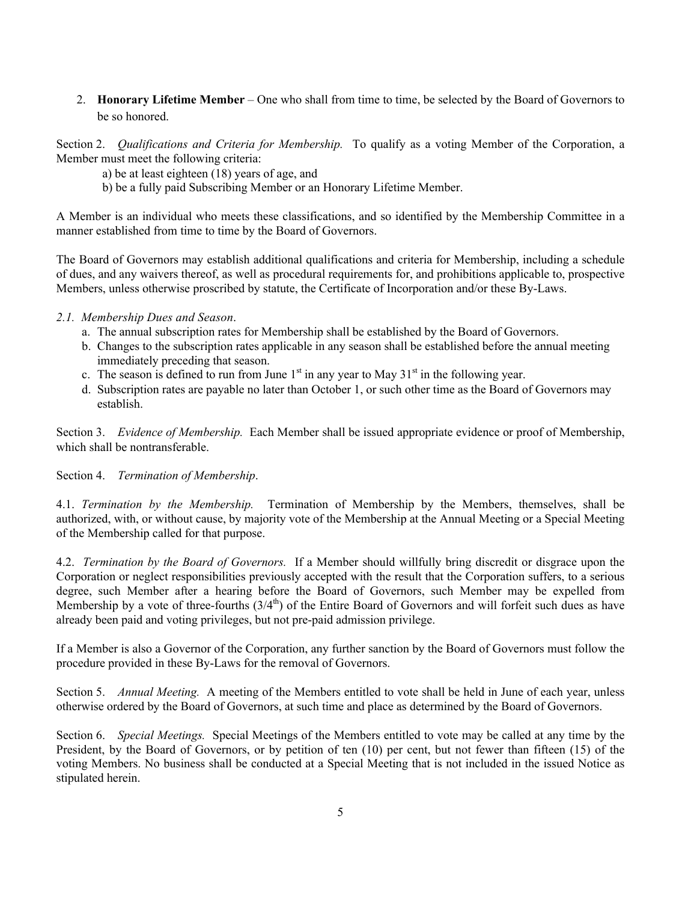2. **Honorary Lifetime Member** – One who shall from time to time, be selected by the Board of Governors to be so honored.

Section 2. *Qualifications and Criteria for Membership.* To qualify as a voting Member of the Corporation, a Member must meet the following criteria:

a) be at least eighteen (18) years of age, and
b) be a fully paid Subscribing Member or an Honorary Lifetime Member.

A Member is an individual who meets these classifications, and so identified by the Membership Committee in a manner established from time to time by the Board of Governors.

The Board of Governors may establish additional qualifications and criteria for Membership, including a schedule of dues, and any waivers thereof, as well as procedural requirements for, and prohibitions applicable to, prospective Members, unless otherwise proscribed by statute, the Certificate of Incorporation and/or these By-Laws.

*2.1. Membership Dues and Season*.

a. The annual subscription rates for Membership shall be established by the Board of Governors.
b. Changes to the subscription rates applicable in any season shall be established before the annual meeting immediately preceding that season.
c. The season is defined to run from June 1st in any year to May 31st in the following year.
d. Subscription rates are payable no later than October 1, or such other time as the Board of Governors may establish.

Section 3. *Evidence of Membership.* Each Member shall be issued appropriate evidence or proof of Membership, which shall be nontransferable.

Section 4. *Termination of Membership*.

4.1. *Termination by the Membership.* Termination of Membership by the Members, themselves, shall be authorized, with, or without cause, by majority vote of the Membership at the Annual Meeting or a Special Meeting of the Membership called for that purpose.

4.2. *Termination by the Board of Governors.* If a Member should willfully bring discredit or disgrace upon the Corporation or neglect responsibilities previously accepted with the result that the Corporation suffers, to a serious degree, such Member after a hearing before the Board of Governors, such Member may be expelled from Membership by a vote of three-fourths (3/4th) of the Entire Board of Governors and will forfeit such dues as have already been paid and voting privileges, but not pre-paid admission privilege.

If a Member is also a Governor of the Corporation, any further sanction by the Board of Governors must follow the procedure provided in these By-Laws for the removal of Governors.

Section 5. *Annual Meeting.* A meeting of the Members entitled to vote shall be held in June of each year, unless otherwise ordered by the Board of Governors, at such time and place as determined by the Board of Governors.

Section 6. *Special Meetings.* Special Meetings of the Members entitled to vote may be called at any time by the President, by the Board of Governors, or by petition of ten (10) per cent, but not fewer than fifteen (15) of the voting Members. No business shall be conducted at a Special Meeting that is not included in the issued Notice as stipulated herein.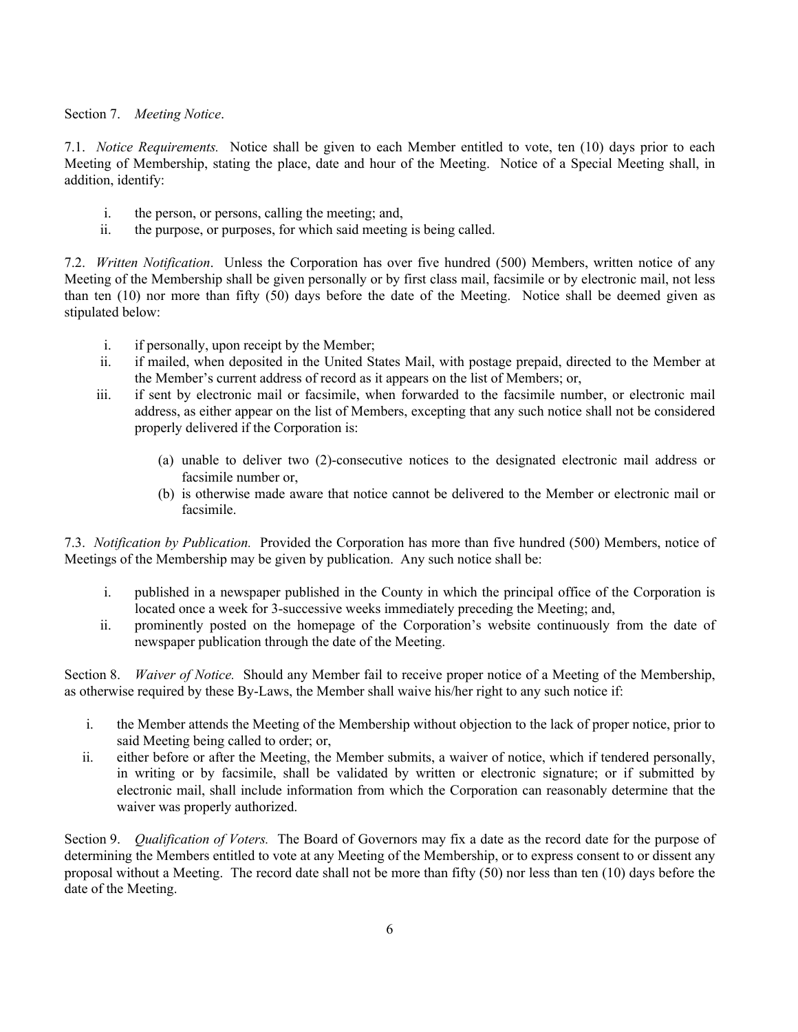Section 7. *Meeting Notice*.

7.1. *Notice Requirements.* Notice shall be given to each Member entitled to vote, ten (10) days prior to each Meeting of Membership, stating the place, date and hour of the Meeting. Notice of a Special Meeting shall, in addition, identify:

i. the person, or persons, calling the meeting; and,
ii. the purpose, or purposes, for which said meeting is being called.

7.2. *Written Notification*. Unless the Corporation has over five hundred (500) Members, written notice of any Meeting of the Membership shall be given personally or by first class mail, facsimile or by electronic mail, not less than ten (10) nor more than fifty (50) days before the date of the Meeting. Notice shall be deemed given as stipulated below:

i. if personally, upon receipt by the Member;
ii. if mailed, when deposited in the United States Mail, with postage prepaid, directed to the Member at the Member's current address of record as it appears on the list of Members; or,
iii. if sent by electronic mail or facsimile, when forwarded to the facsimile number, or electronic mail address, as either appear on the list of Members, excepting that any such notice shall not be considered properly delivered if the Corporation is:

    (a) unable to deliver two (2)-consecutive notices to the designated electronic mail address or facsimile number or,
    (b) is otherwise made aware that notice cannot be delivered to the Member or electronic mail or facsimile.

7.3. *Notification by Publication.* Provided the Corporation has more than five hundred (500) Members, notice of Meetings of the Membership may be given by publication. Any such notice shall be:

i. published in a newspaper published in the County in which the principal office of the Corporation is located once a week for 3-successive weeks immediately preceding the Meeting; and,
ii. prominently posted on the homepage of the Corporation's website continuously from the date of newspaper publication through the date of the Meeting.

Section 8. *Waiver of Notice.* Should any Member fail to receive proper notice of a Meeting of the Membership, as otherwise required by these By-Laws, the Member shall waive his/her right to any such notice if:

i. the Member attends the Meeting of the Membership without objection to the lack of proper notice, prior to said Meeting being called to order; or,
ii. either before or after the Meeting, the Member submits, a waiver of notice, which if tendered personally, in writing or by facsimile, shall be validated by written or electronic signature; or if submitted by electronic mail, shall include information from which the Corporation can reasonably determine that the waiver was properly authorized.

Section 9. *Qualification of Voters.* The Board of Governors may fix a date as the record date for the purpose of determining the Members entitled to vote at any Meeting of the Membership, or to express consent to or dissent any proposal without a Meeting. The record date shall not be more than fifty (50) nor less than ten (10) days before the date of the Meeting.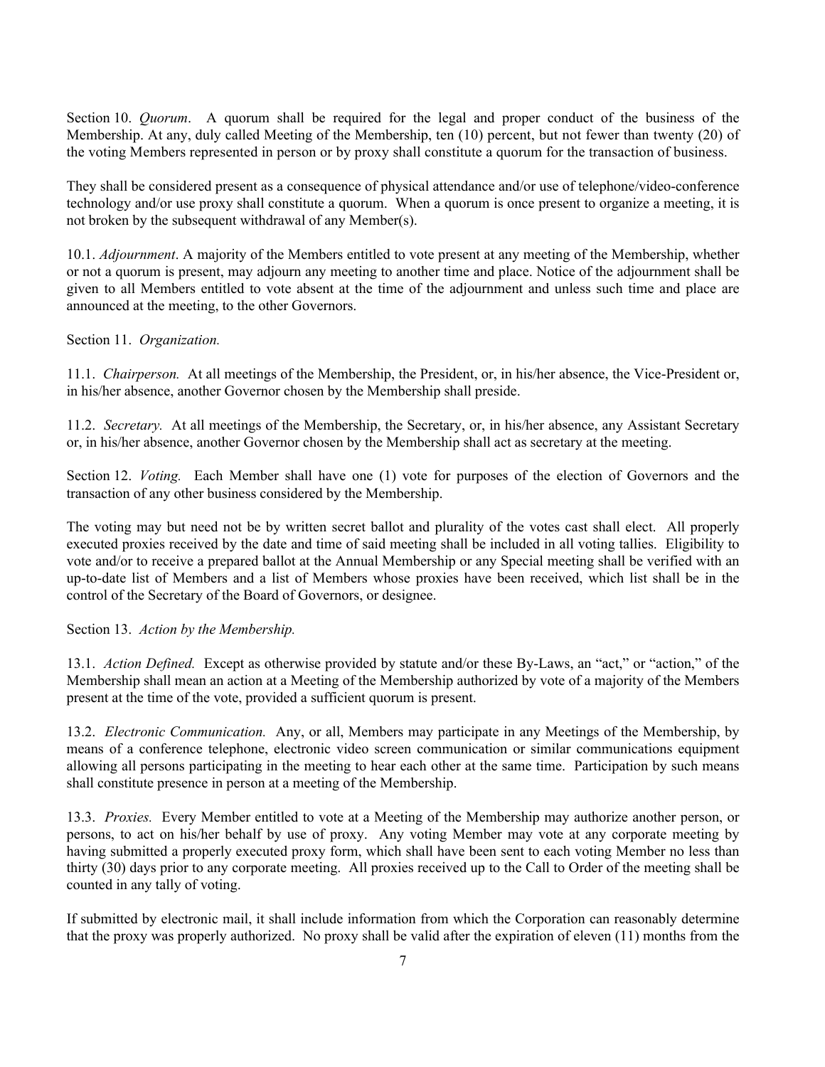Section 10. *Quorum*. A quorum shall be required for the legal and proper conduct of the business of the Membership. At any, duly called Meeting of the Membership, ten (10) percent, but not fewer than twenty (20) of the voting Members represented in person or by proxy shall constitute a quorum for the transaction of business.

They shall be considered present as a consequence of physical attendance and/or use of telephone/video-conference technology and/or use proxy shall constitute a quorum. When a quorum is once present to organize a meeting, it is not broken by the subsequent withdrawal of any Member(s).

10.1. *Adjournment*. A majority of the Members entitled to vote present at any meeting of the Membership, whether or not a quorum is present, may adjourn any meeting to another time and place. Notice of the adjournment shall be given to all Members entitled to vote absent at the time of the adjournment and unless such time and place are announced at the meeting, to the other Governors.

Section 11. *Organization.*

11.1. *Chairperson.* At all meetings of the Membership, the President, or, in his/her absence, the Vice-President or, in his/her absence, another Governor chosen by the Membership shall preside.

11.2. *Secretary.* At all meetings of the Membership, the Secretary, or, in his/her absence, any Assistant Secretary or, in his/her absence, another Governor chosen by the Membership shall act as secretary at the meeting.

Section 12. *Voting.* Each Member shall have one (1) vote for purposes of the election of Governors and the transaction of any other business considered by the Membership.

The voting may but need not be by written secret ballot and plurality of the votes cast shall elect. All properly executed proxies received by the date and time of said meeting shall be included in all voting tallies. Eligibility to vote and/or to receive a prepared ballot at the Annual Membership or any Special meeting shall be verified with an up-to-date list of Members and a list of Members whose proxies have been received, which list shall be in the control of the Secretary of the Board of Governors, or designee.

Section 13. *Action by the Membership.*

13.1. *Action Defined.* Except as otherwise provided by statute and/or these By-Laws, an "act," or "action," of the Membership shall mean an action at a Meeting of the Membership authorized by vote of a majority of the Members present at the time of the vote, provided a sufficient quorum is present.

13.2. *Electronic Communication.* Any, or all, Members may participate in any Meetings of the Membership, by means of a conference telephone, electronic video screen communication or similar communications equipment allowing all persons participating in the meeting to hear each other at the same time. Participation by such means shall constitute presence in person at a meeting of the Membership.

13.3. *Proxies.* Every Member entitled to vote at a Meeting of the Membership may authorize another person, or persons, to act on his/her behalf by use of proxy. Any voting Member may vote at any corporate meeting by having submitted a properly executed proxy form, which shall have been sent to each voting Member no less than thirty (30) days prior to any corporate meeting. All proxies received up to the Call to Order of the meeting shall be counted in any tally of voting.

If submitted by electronic mail, it shall include information from which the Corporation can reasonably determine that the proxy was properly authorized. No proxy shall be valid after the expiration of eleven (11) months from the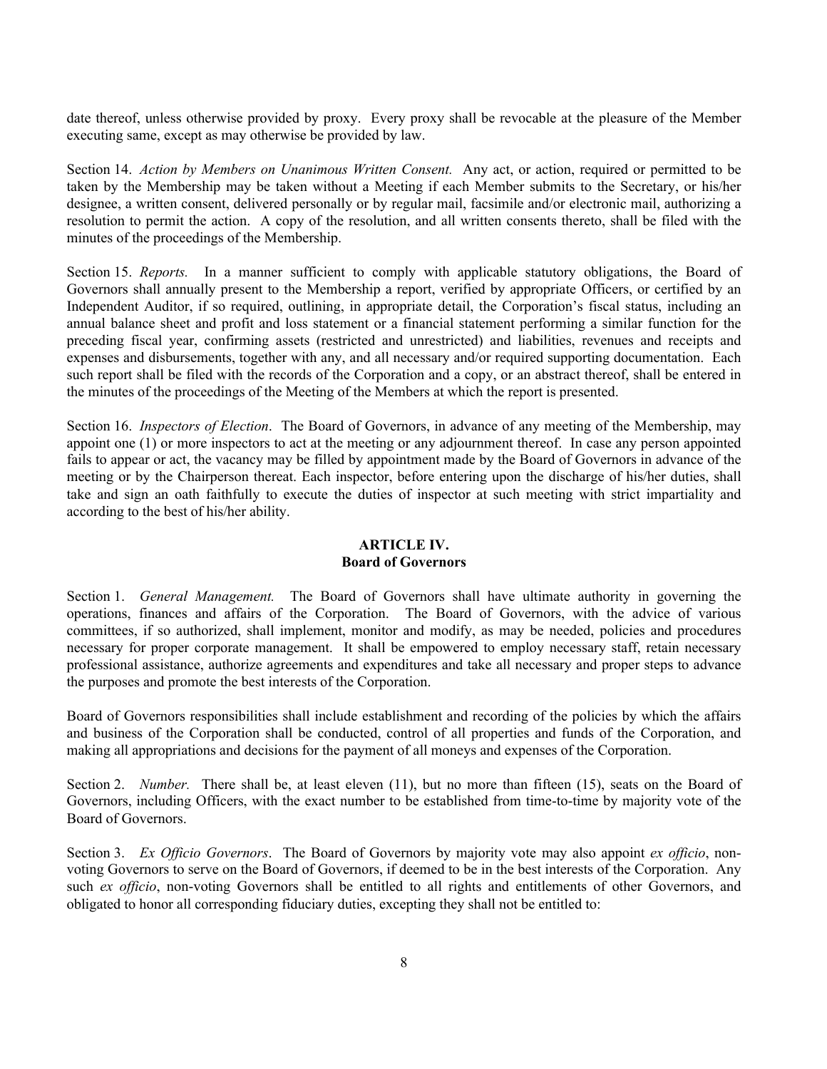date thereof, unless otherwise provided by proxy. Every proxy shall be revocable at the pleasure of the Member executing same, except as may otherwise be provided by law.

Section 14. *Action by Members on Unanimous Written Consent.* Any act, or action, required or permitted to be taken by the Membership may be taken without a Meeting if each Member submits to the Secretary, or his/her designee, a written consent, delivered personally or by regular mail, facsimile and/or electronic mail, authorizing a resolution to permit the action. A copy of the resolution, and all written consents thereto, shall be filed with the minutes of the proceedings of the Membership.

Section 15. *Reports.* In a manner sufficient to comply with applicable statutory obligations, the Board of Governors shall annually present to the Membership a report, verified by appropriate Officers, or certified by an Independent Auditor, if so required, outlining, in appropriate detail, the Corporation's fiscal status, including an annual balance sheet and profit and loss statement or a financial statement performing a similar function for the preceding fiscal year, confirming assets (restricted and unrestricted) and liabilities, revenues and receipts and expenses and disbursements, together with any, and all necessary and/or required supporting documentation. Each such report shall be filed with the records of the Corporation and a copy, or an abstract thereof, shall be entered in the minutes of the proceedings of the Meeting of the Members at which the report is presented.

Section 16. *Inspectors of Election*. The Board of Governors, in advance of any meeting of the Membership, may appoint one (1) or more inspectors to act at the meeting or any adjournment thereof. In case any person appointed fails to appear or act, the vacancy may be filled by appointment made by the Board of Governors in advance of the meeting or by the Chairperson thereat. Each inspector, before entering upon the discharge of his/her duties, shall take and sign an oath faithfully to execute the duties of inspector at such meeting with strict impartiality and according to the best of his/her ability.

## ARTICLE IV.
## Board of Governors

Section 1. *General Management.* The Board of Governors shall have ultimate authority in governing the operations, finances and affairs of the Corporation. The Board of Governors, with the advice of various committees, if so authorized, shall implement, monitor and modify, as may be needed, policies and procedures necessary for proper corporate management. It shall be empowered to employ necessary staff, retain necessary professional assistance, authorize agreements and expenditures and take all necessary and proper steps to advance the purposes and promote the best interests of the Corporation.

Board of Governors responsibilities shall include establishment and recording of the policies by which the affairs and business of the Corporation shall be conducted, control of all properties and funds of the Corporation, and making all appropriations and decisions for the payment of all moneys and expenses of the Corporation.

Section 2. *Number.* There shall be, at least eleven (11), but no more than fifteen (15), seats on the Board of Governors, including Officers, with the exact number to be established from time-to-time by majority vote of the Board of Governors.

Section 3. *Ex Officio Governors*. The Board of Governors by majority vote may also appoint *ex officio*, non-voting Governors to serve on the Board of Governors, if deemed to be in the best interests of the Corporation. Any such *ex officio*, non-voting Governors shall be entitled to all rights and entitlements of other Governors, and obligated to honor all corresponding fiduciary duties, excepting they shall not be entitled to: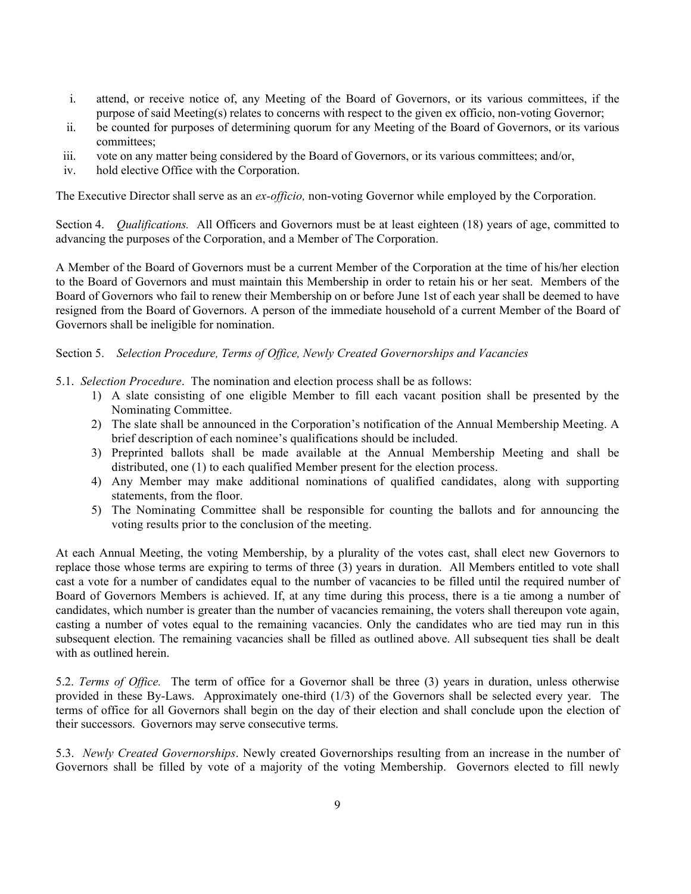i. attend, or receive notice of, any Meeting of the Board of Governors, or its various committees, if the purpose of said Meeting(s) relates to concerns with respect to the given ex officio, non-voting Governor;
ii. be counted for purposes of determining quorum for any Meeting of the Board of Governors, or its various committees;
iii. vote on any matter being considered by the Board of Governors, or its various committees; and/or,
iv. hold elective Office with the Corporation.

The Executive Director shall serve as an *ex-officio,* non-voting Governor while employed by the Corporation.

Section 4. *Qualifications.* All Officers and Governors must be at least eighteen (18) years of age, committed to advancing the purposes of the Corporation, and a Member of The Corporation.

A Member of the Board of Governors must be a current Member of the Corporation at the time of his/her election to the Board of Governors and must maintain this Membership in order to retain his or her seat. Members of the Board of Governors who fail to renew their Membership on or before June 1st of each year shall be deemed to have resigned from the Board of Governors. A person of the immediate household of a current Member of the Board of Governors shall be ineligible for nomination.

Section 5. *Selection Procedure, Terms of Office, Newly Created Governorships and Vacancies*

5.1. *Selection Procedure*. The nomination and election process shall be as follows:

1) A slate consisting of one eligible Member to fill each vacant position shall be presented by the Nominating Committee.
2) The slate shall be announced in the Corporation's notification of the Annual Membership Meeting. A brief description of each nominee's qualifications should be included.
3) Preprinted ballots shall be made available at the Annual Membership Meeting and shall be distributed, one (1) to each qualified Member present for the election process.
4) Any Member may make additional nominations of qualified candidates, along with supporting statements, from the floor.
5) The Nominating Committee shall be responsible for counting the ballots and for announcing the voting results prior to the conclusion of the meeting.

At each Annual Meeting, the voting Membership, by a plurality of the votes cast, shall elect new Governors to replace those whose terms are expiring to terms of three (3) years in duration. All Members entitled to vote shall cast a vote for a number of candidates equal to the number of vacancies to be filled until the required number of Board of Governors Members is achieved. If, at any time during this process, there is a tie among a number of candidates, which number is greater than the number of vacancies remaining, the voters shall thereupon vote again, casting a number of votes equal to the remaining vacancies. Only the candidates who are tied may run in this subsequent election. The remaining vacancies shall be filled as outlined above. All subsequent ties shall be dealt with as outlined herein.

5.2. *Terms of Office.* The term of office for a Governor shall be three (3) years in duration, unless otherwise provided in these By-Laws. Approximately one-third (1/3) of the Governors shall be selected every year. The terms of office for all Governors shall begin on the day of their election and shall conclude upon the election of their successors. Governors may serve consecutive terms.

5.3. *Newly Created Governorships*. Newly created Governorships resulting from an increase in the number of Governors shall be filled by vote of a majority of the voting Membership. Governors elected to fill newly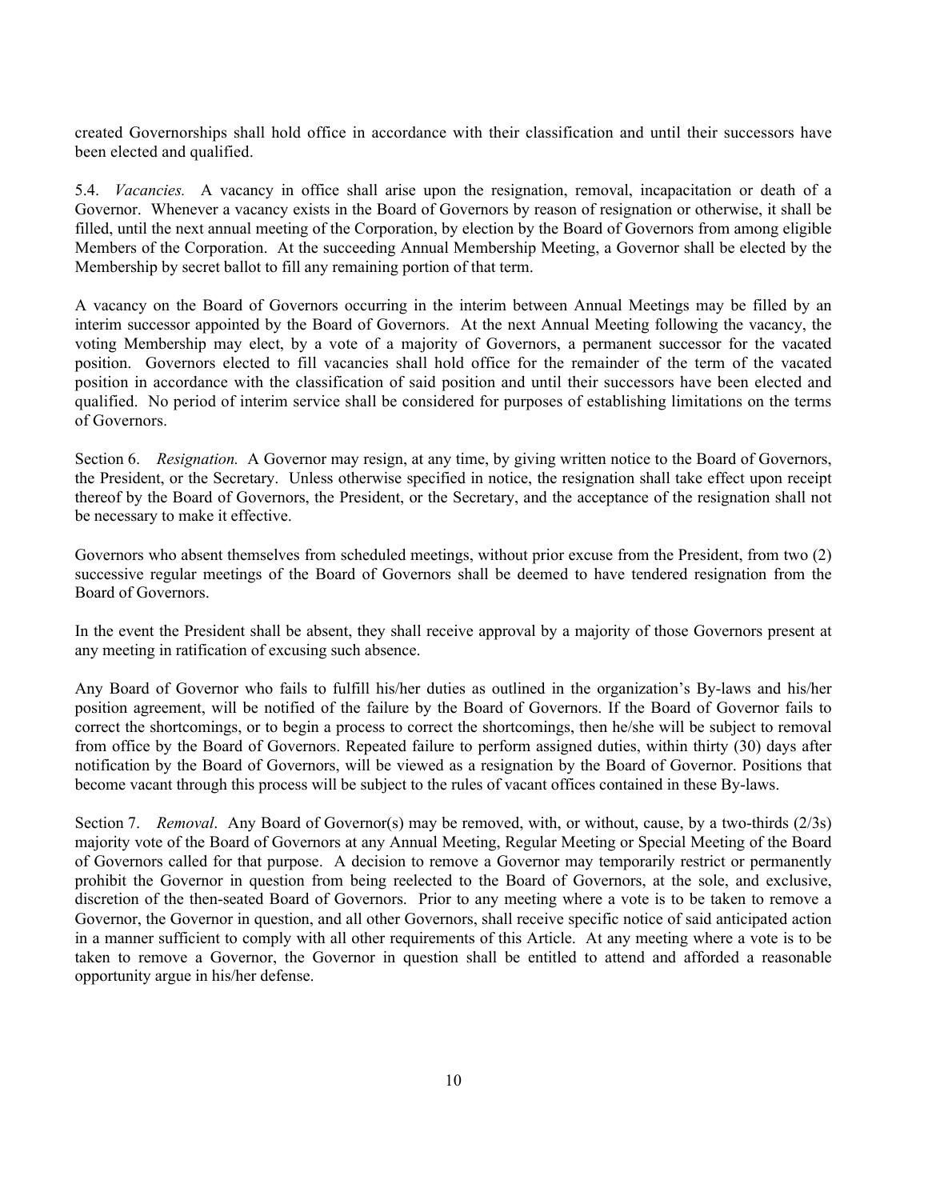created Governorships shall hold office in accordance with their classification and until their successors have been elected and qualified.

5.4. *Vacancies.* A vacancy in office shall arise upon the resignation, removal, incapacitation or death of a Governor. Whenever a vacancy exists in the Board of Governors by reason of resignation or otherwise, it shall be filled, until the next annual meeting of the Corporation, by election by the Board of Governors from among eligible Members of the Corporation. At the succeeding Annual Membership Meeting, a Governor shall be elected by the Membership by secret ballot to fill any remaining portion of that term.

A vacancy on the Board of Governors occurring in the interim between Annual Meetings may be filled by an interim successor appointed by the Board of Governors. At the next Annual Meeting following the vacancy, the voting Membership may elect, by a vote of a majority of Governors, a permanent successor for the vacated position. Governors elected to fill vacancies shall hold office for the remainder of the term of the vacated position in accordance with the classification of said position and until their successors have been elected and qualified. No period of interim service shall be considered for purposes of establishing limitations on the terms of Governors.

Section 6. *Resignation.* A Governor may resign, at any time, by giving written notice to the Board of Governors, the President, or the Secretary. Unless otherwise specified in notice, the resignation shall take effect upon receipt thereof by the Board of Governors, the President, or the Secretary, and the acceptance of the resignation shall not be necessary to make it effective.

Governors who absent themselves from scheduled meetings, without prior excuse from the President, from two (2) successive regular meetings of the Board of Governors shall be deemed to have tendered resignation from the Board of Governors.

In the event the President shall be absent, they shall receive approval by a majority of those Governors present at any meeting in ratification of excusing such absence.

Any Board of Governor who fails to fulfill his/her duties as outlined in the organization's By-laws and his/her position agreement, will be notified of the failure by the Board of Governors. If the Board of Governor fails to correct the shortcomings, or to begin a process to correct the shortcomings, then he/she will be subject to removal from office by the Board of Governors. Repeated failure to perform assigned duties, within thirty (30) days after notification by the Board of Governors, will be viewed as a resignation by the Board of Governor. Positions that become vacant through this process will be subject to the rules of vacant offices contained in these By-laws.

Section 7. *Removal*. Any Board of Governor(s) may be removed, with, or without, cause, by a two-thirds (2/3s) majority vote of the Board of Governors at any Annual Meeting, Regular Meeting or Special Meeting of the Board of Governors called for that purpose. A decision to remove a Governor may temporarily restrict or permanently prohibit the Governor in question from being reelected to the Board of Governors, at the sole, and exclusive, discretion of the then-seated Board of Governors. Prior to any meeting where a vote is to be taken to remove a Governor, the Governor in question, and all other Governors, shall receive specific notice of said anticipated action in a manner sufficient to comply with all other requirements of this Article. At any meeting where a vote is to be taken to remove a Governor, the Governor in question shall be entitled to attend and afforded a reasonable opportunity argue in his/her defense.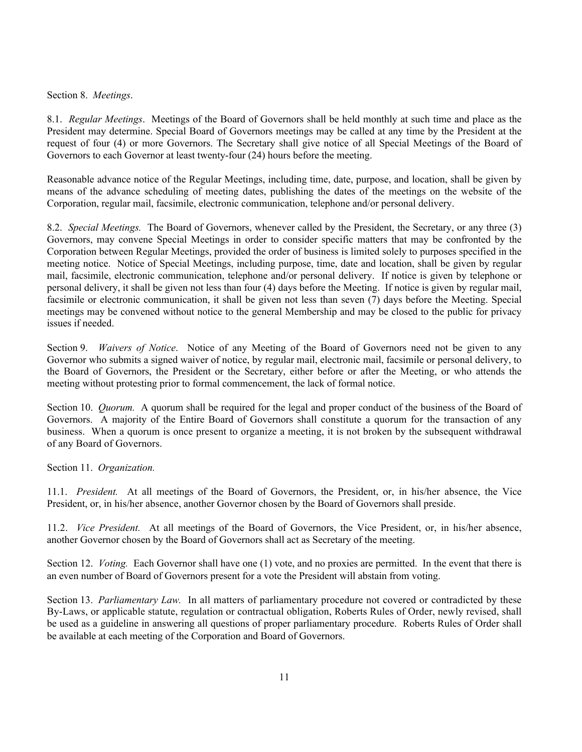Section 8. *Meetings*.

8.1. *Regular Meetings*. Meetings of the Board of Governors shall be held monthly at such time and place as the President may determine. Special Board of Governors meetings may be called at any time by the President at the request of four (4) or more Governors. The Secretary shall give notice of all Special Meetings of the Board of Governors to each Governor at least twenty-four (24) hours before the meeting.

Reasonable advance notice of the Regular Meetings, including time, date, purpose, and location, shall be given by means of the advance scheduling of meeting dates, publishing the dates of the meetings on the website of the Corporation, regular mail, facsimile, electronic communication, telephone and/or personal delivery.

8.2. *Special Meetings.* The Board of Governors, whenever called by the President, the Secretary, or any three (3) Governors, may convene Special Meetings in order to consider specific matters that may be confronted by the Corporation between Regular Meetings, provided the order of business is limited solely to purposes specified in the meeting notice. Notice of Special Meetings, including purpose, time, date and location, shall be given by regular mail, facsimile, electronic communication, telephone and/or personal delivery. If notice is given by telephone or personal delivery, it shall be given not less than four (4) days before the Meeting. If notice is given by regular mail, facsimile or electronic communication, it shall be given not less than seven (7) days before the Meeting. Special meetings may be convened without notice to the general Membership and may be closed to the public for privacy issues if needed.

Section 9. *Waivers of Notice*. Notice of any Meeting of the Board of Governors need not be given to any Governor who submits a signed waiver of notice, by regular mail, electronic mail, facsimile or personal delivery, to the Board of Governors, the President or the Secretary, either before or after the Meeting, or who attends the meeting without protesting prior to formal commencement, the lack of formal notice.

Section 10. *Quorum.* A quorum shall be required for the legal and proper conduct of the business of the Board of Governors. A majority of the Entire Board of Governors shall constitute a quorum for the transaction of any business. When a quorum is once present to organize a meeting, it is not broken by the subsequent withdrawal of any Board of Governors.

Section 11. *Organization.*

11.1. *President.* At all meetings of the Board of Governors, the President, or, in his/her absence, the Vice President, or, in his/her absence, another Governor chosen by the Board of Governors shall preside.

11.2. *Vice President.* At all meetings of the Board of Governors, the Vice President, or, in his/her absence, another Governor chosen by the Board of Governors shall act as Secretary of the meeting.

Section 12. *Voting.* Each Governor shall have one (1) vote, and no proxies are permitted. In the event that there is an even number of Board of Governors present for a vote the President will abstain from voting.

Section 13. *Parliamentary Law.* In all matters of parliamentary procedure not covered or contradicted by these By-Laws, or applicable statute, regulation or contractual obligation, Roberts Rules of Order, newly revised, shall be used as a guideline in answering all questions of proper parliamentary procedure. Roberts Rules of Order shall be available at each meeting of the Corporation and Board of Governors.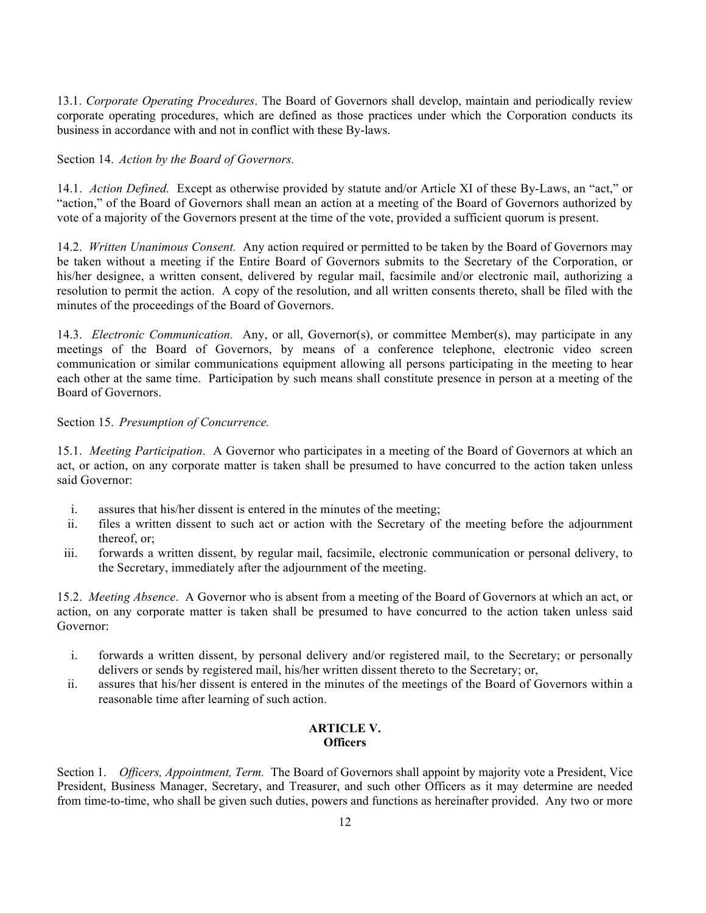13.1. *Corporate Operating Procedures*. The Board of Governors shall develop, maintain and periodically review corporate operating procedures, which are defined as those practices under which the Corporation conducts its business in accordance with and not in conflict with these By-laws.

Section 14. *Action by the Board of Governors.*

14.1. *Action Defined.* Except as otherwise provided by statute and/or Article XI of these By-Laws, an "act," or "action," of the Board of Governors shall mean an action at a meeting of the Board of Governors authorized by vote of a majority of the Governors present at the time of the vote, provided a sufficient quorum is present.

14.2. *Written Unanimous Consent.* Any action required or permitted to be taken by the Board of Governors may be taken without a meeting if the Entire Board of Governors submits to the Secretary of the Corporation, or his/her designee, a written consent, delivered by regular mail, facsimile and/or electronic mail, authorizing a resolution to permit the action. A copy of the resolution, and all written consents thereto, shall be filed with the minutes of the proceedings of the Board of Governors.

14.3. *Electronic Communication.* Any, or all, Governor(s), or committee Member(s), may participate in any meetings of the Board of Governors, by means of a conference telephone, electronic video screen communication or similar communications equipment allowing all persons participating in the meeting to hear each other at the same time. Participation by such means shall constitute presence in person at a meeting of the Board of Governors.

Section 15. *Presumption of Concurrence.*

15.1. *Meeting Participation*. A Governor who participates in a meeting of the Board of Governors at which an act, or action, on any corporate matter is taken shall be presumed to have concurred to the action taken unless said Governor:

i. assures that his/her dissent is entered in the minutes of the meeting;
ii. files a written dissent to such act or action with the Secretary of the meeting before the adjournment thereof, or;
iii. forwards a written dissent, by regular mail, facsimile, electronic communication or personal delivery, to the Secretary, immediately after the adjournment of the meeting.

15.2. *Meeting Absence*. A Governor who is absent from a meeting of the Board of Governors at which an act, or action, on any corporate matter is taken shall be presumed to have concurred to the action taken unless said Governor:

i. forwards a written dissent, by personal delivery and/or registered mail, to the Secretary; or personally delivers or sends by registered mail, his/her written dissent thereto to the Secretary; or,
ii. assures that his/her dissent is entered in the minutes of the meetings of the Board of Governors within a reasonable time after learning of such action.

## ARTICLE V.
## Officers

Section 1. *Officers, Appointment, Term.* The Board of Governors shall appoint by majority vote a President, Vice President, Business Manager, Secretary, and Treasurer, and such other Officers as it may determine are needed from time-to-time, who shall be given such duties, powers and functions as hereinafter provided. Any two or more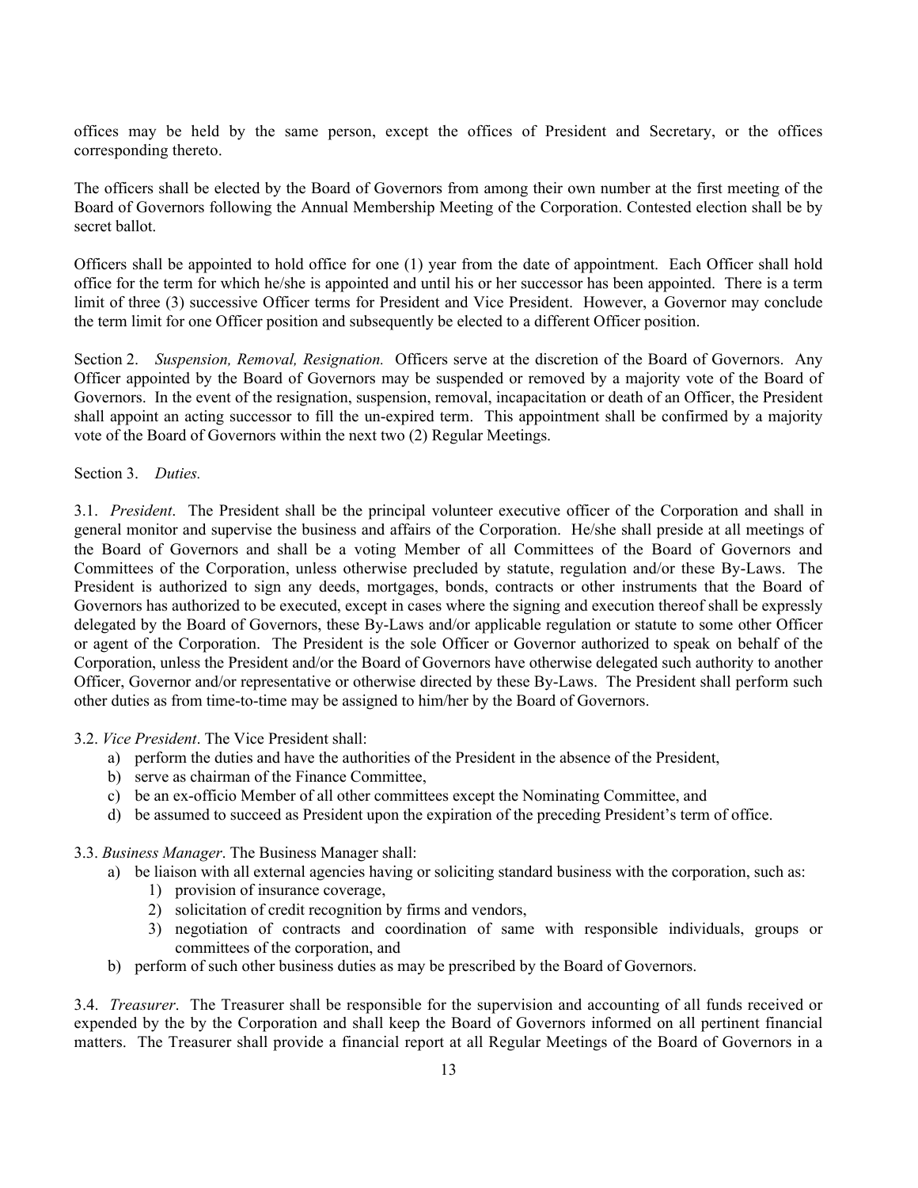offices may be held by the same person, except the offices of President and Secretary, or the offices corresponding thereto.

The officers shall be elected by the Board of Governors from among their own number at the first meeting of the Board of Governors following the Annual Membership Meeting of the Corporation. Contested election shall be by secret ballot.

Officers shall be appointed to hold office for one (1) year from the date of appointment. Each Officer shall hold office for the term for which he/she is appointed and until his or her successor has been appointed. There is a term limit of three (3) successive Officer terms for President and Vice President. However, a Governor may conclude the term limit for one Officer position and subsequently be elected to a different Officer position.

Section 2. *Suspension, Removal, Resignation.* Officers serve at the discretion of the Board of Governors. Any Officer appointed by the Board of Governors may be suspended or removed by a majority vote of the Board of Governors. In the event of the resignation, suspension, removal, incapacitation or death of an Officer, the President shall appoint an acting successor to fill the un-expired term. This appointment shall be confirmed by a majority vote of the Board of Governors within the next two (2) Regular Meetings.

Section 3. *Duties.*

3.1. *President*. The President shall be the principal volunteer executive officer of the Corporation and shall in general monitor and supervise the business and affairs of the Corporation. He/she shall preside at all meetings of the Board of Governors and shall be a voting Member of all Committees of the Board of Governors and Committees of the Corporation, unless otherwise precluded by statute, regulation and/or these By-Laws. The President is authorized to sign any deeds, mortgages, bonds, contracts or other instruments that the Board of Governors has authorized to be executed, except in cases where the signing and execution thereof shall be expressly delegated by the Board of Governors, these By-Laws and/or applicable regulation or statute to some other Officer or agent of the Corporation. The President is the sole Officer or Governor authorized to speak on behalf of the Corporation, unless the President and/or the Board of Governors have otherwise delegated such authority to another Officer, Governor and/or representative or otherwise directed by these By-Laws. The President shall perform such other duties as from time-to-time may be assigned to him/her by the Board of Governors.

3.2. *Vice President*. The Vice President shall:

a) perform the duties and have the authorities of the President in the absence of the President,
b) serve as chairman of the Finance Committee,
c) be an ex-officio Member of all other committees except the Nominating Committee, and
d) be assumed to succeed as President upon the expiration of the preceding President's term of office.

3.3. *Business Manager*. The Business Manager shall:

a) be liaison with all external agencies having or soliciting standard business with the corporation, such as:
    1) provision of insurance coverage,
    2) solicitation of credit recognition by firms and vendors,
    3) negotiation of contracts and coordination of same with responsible individuals, groups or committees of the corporation, and
b) perform of such other business duties as may be prescribed by the Board of Governors.

3.4. *Treasurer*. The Treasurer shall be responsible for the supervision and accounting of all funds received or expended by the by the Corporation and shall keep the Board of Governors informed on all pertinent financial matters. The Treasurer shall provide a financial report at all Regular Meetings of the Board of Governors in a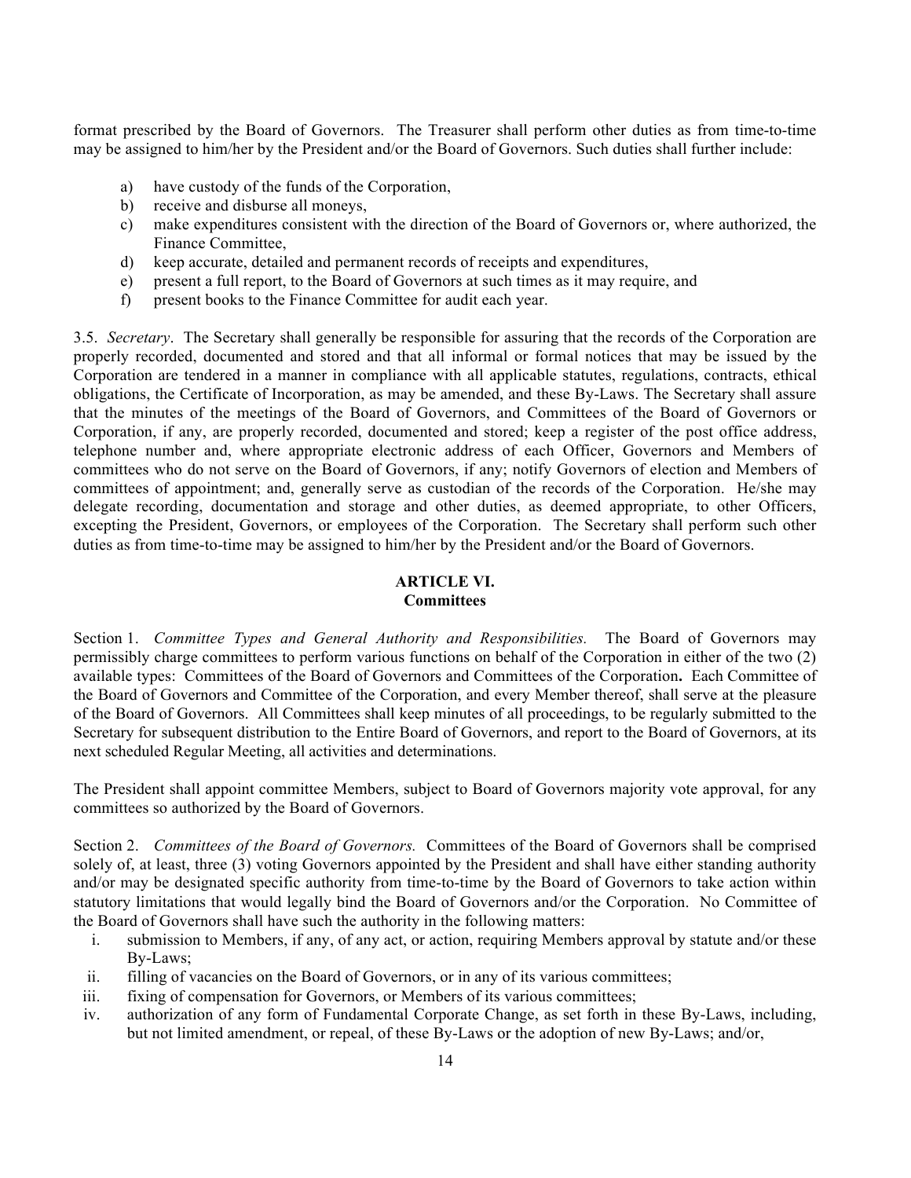format prescribed by the Board of Governors. The Treasurer shall perform other duties as from time-to-time may be assigned to him/her by the President and/or the Board of Governors. Such duties shall further include:

a) have custody of the funds of the Corporation,
b) receive and disburse all moneys,
c) make expenditures consistent with the direction of the Board of Governors or, where authorized, the Finance Committee,
d) keep accurate, detailed and permanent records of receipts and expenditures,
e) present a full report, to the Board of Governors at such times as it may require, and
f) present books to the Finance Committee for audit each year.

3.5. *Secretary*. The Secretary shall generally be responsible for assuring that the records of the Corporation are properly recorded, documented and stored and that all informal or formal notices that may be issued by the Corporation are tendered in a manner in compliance with all applicable statutes, regulations, contracts, ethical obligations, the Certificate of Incorporation, as may be amended, and these By-Laws. The Secretary shall assure that the minutes of the meetings of the Board of Governors, and Committees of the Board of Governors or Corporation, if any, are properly recorded, documented and stored; keep a register of the post office address, telephone number and, where appropriate electronic address of each Officer, Governors and Members of committees who do not serve on the Board of Governors, if any; notify Governors of election and Members of committees of appointment; and, generally serve as custodian of the records of the Corporation. He/she may delegate recording, documentation and storage and other duties, as deemed appropriate, to other Officers, excepting the President, Governors, or employees of the Corporation. The Secretary shall perform such other duties as from time-to-time may be assigned to him/her by the President and/or the Board of Governors.

## ARTICLE VI.
## Committees

Section 1. *Committee Types and General Authority and Responsibilities.* The Board of Governors may permissibly charge committees to perform various functions on behalf of the Corporation in either of the two (2) available types: Committees of the Board of Governors and Committees of the Corporation**.** Each Committee of the Board of Governors and Committee of the Corporation, and every Member thereof, shall serve at the pleasure of the Board of Governors. All Committees shall keep minutes of all proceedings, to be regularly submitted to the Secretary for subsequent distribution to the Entire Board of Governors, and report to the Board of Governors, at its next scheduled Regular Meeting, all activities and determinations.

The President shall appoint committee Members, subject to Board of Governors majority vote approval, for any committees so authorized by the Board of Governors.

Section 2. *Committees of the Board of Governors.* Committees of the Board of Governors shall be comprised solely of, at least, three (3) voting Governors appointed by the President and shall have either standing authority and/or may be designated specific authority from time-to-time by the Board of Governors to take action within statutory limitations that would legally bind the Board of Governors and/or the Corporation. No Committee of the Board of Governors shall have such the authority in the following matters:

i. submission to Members, if any, of any act, or action, requiring Members approval by statute and/or these By-Laws;
ii. filling of vacancies on the Board of Governors, or in any of its various committees;
iii. fixing of compensation for Governors, or Members of its various committees;
iv. authorization of any form of Fundamental Corporate Change, as set forth in these By-Laws, including, but not limited amendment, or repeal, of these By-Laws or the adoption of new By-Laws; and/or,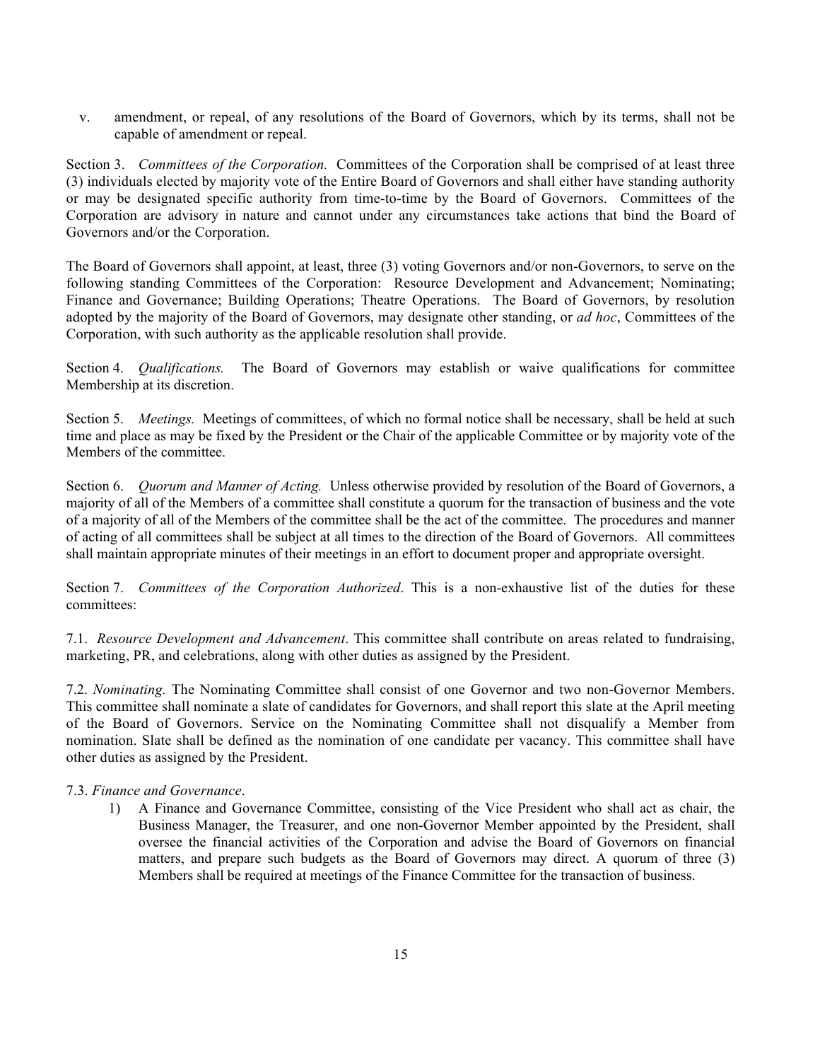v. amendment, or repeal, of any resolutions of the Board of Governors, which by its terms, shall not be capable of amendment or repeal.

Section 3. *Committees of the Corporation.* Committees of the Corporation shall be comprised of at least three (3) individuals elected by majority vote of the Entire Board of Governors and shall either have standing authority or may be designated specific authority from time-to-time by the Board of Governors. Committees of the Corporation are advisory in nature and cannot under any circumstances take actions that bind the Board of Governors and/or the Corporation.

The Board of Governors shall appoint, at least, three (3) voting Governors and/or non-Governors, to serve on the following standing Committees of the Corporation: Resource Development and Advancement; Nominating; Finance and Governance; Building Operations; Theatre Operations. The Board of Governors, by resolution adopted by the majority of the Board of Governors, may designate other standing, or *ad hoc*, Committees of the Corporation, with such authority as the applicable resolution shall provide.

Section 4. *Qualifications.* The Board of Governors may establish or waive qualifications for committee Membership at its discretion.

Section 5. *Meetings.* Meetings of committees, of which no formal notice shall be necessary, shall be held at such time and place as may be fixed by the President or the Chair of the applicable Committee or by majority vote of the Members of the committee.

Section 6. *Quorum and Manner of Acting.* Unless otherwise provided by resolution of the Board of Governors, a majority of all of the Members of a committee shall constitute a quorum for the transaction of business and the vote of a majority of all of the Members of the committee shall be the act of the committee. The procedures and manner of acting of all committees shall be subject at all times to the direction of the Board of Governors. All committees shall maintain appropriate minutes of their meetings in an effort to document proper and appropriate oversight.

Section 7. *Committees of the Corporation Authorized*. This is a non-exhaustive list of the duties for these committees:

7.1. *Resource Development and Advancement*. This committee shall contribute on areas related to fundraising, marketing, PR, and celebrations, along with other duties as assigned by the President.

7.2. *Nominating.* The Nominating Committee shall consist of one Governor and two non-Governor Members. This committee shall nominate a slate of candidates for Governors, and shall report this slate at the April meeting of the Board of Governors. Service on the Nominating Committee shall not disqualify a Member from nomination. Slate shall be defined as the nomination of one candidate per vacancy. This committee shall have other duties as assigned by the President.

7.3. *Finance and Governance*.

1) A Finance and Governance Committee, consisting of the Vice President who shall act as chair, the Business Manager, the Treasurer, and one non-Governor Member appointed by the President, shall oversee the financial activities of the Corporation and advise the Board of Governors on financial matters, and prepare such budgets as the Board of Governors may direct. A quorum of three (3) Members shall be required at meetings of the Finance Committee for the transaction of business.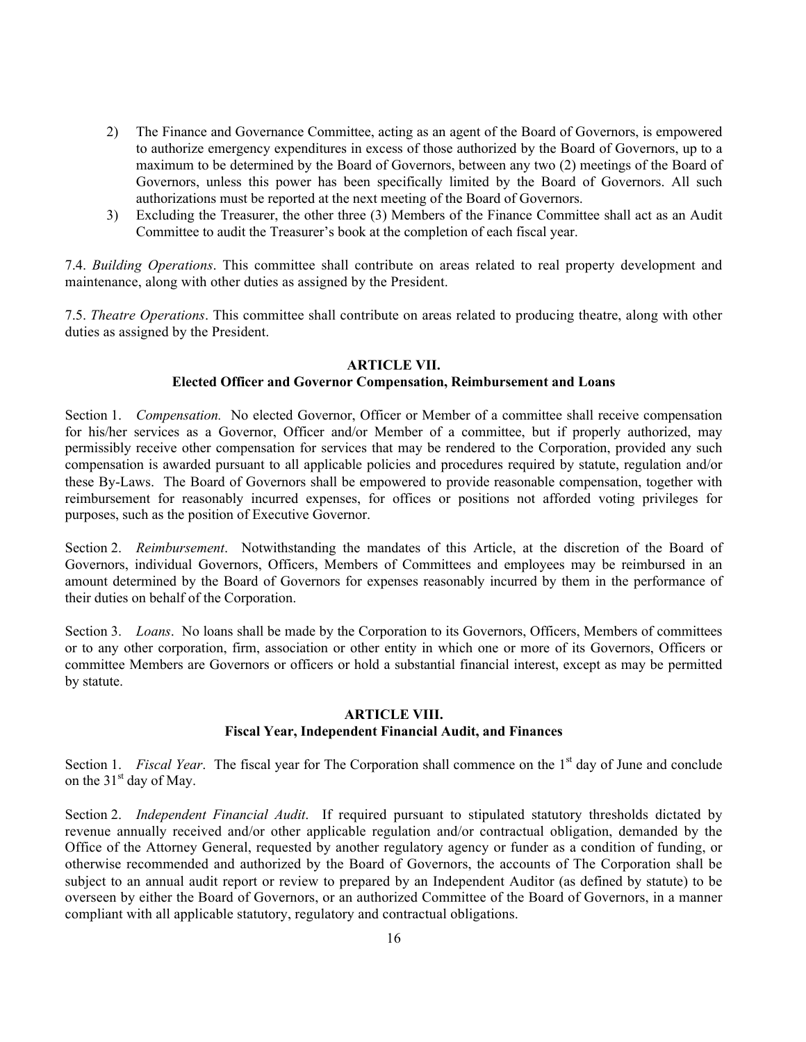2) The Finance and Governance Committee, acting as an agent of the Board of Governors, is empowered to authorize emergency expenditures in excess of those authorized by the Board of Governors, up to a maximum to be determined by the Board of Governors, between any two (2) meetings of the Board of Governors, unless this power has been specifically limited by the Board of Governors. All such authorizations must be reported at the next meeting of the Board of Governors.
3) Excluding the Treasurer, the other three (3) Members of the Finance Committee shall act as an Audit Committee to audit the Treasurer's book at the completion of each fiscal year.

7.4. *Building Operations*. This committee shall contribute on areas related to real property development and maintenance, along with other duties as assigned by the President.

7.5. *Theatre Operations*. This committee shall contribute on areas related to producing theatre, along with other duties as assigned by the President.

## ARTICLE VII.
### Elected Officer and Governor Compensation, Reimbursement and Loans

Section 1. *Compensation.* No elected Governor, Officer or Member of a committee shall receive compensation for his/her services as a Governor, Officer and/or Member of a committee, but if properly authorized, may permissibly receive other compensation for services that may be rendered to the Corporation, provided any such compensation is awarded pursuant to all applicable policies and procedures required by statute, regulation and/or these By-Laws. The Board of Governors shall be empowered to provide reasonable compensation, together with reimbursement for reasonably incurred expenses, for offices or positions not afforded voting privileges for purposes, such as the position of Executive Governor.

Section 2. *Reimbursement*. Notwithstanding the mandates of this Article, at the discretion of the Board of Governors, individual Governors, Officers, Members of Committees and employees may be reimbursed in an amount determined by the Board of Governors for expenses reasonably incurred by them in the performance of their duties on behalf of the Corporation.

Section 3. *Loans*. No loans shall be made by the Corporation to its Governors, Officers, Members of committees or to any other corporation, firm, association or other entity in which one or more of its Governors, Officers or committee Members are Governors or officers or hold a substantial financial interest, except as may be permitted by statute.

## ARTICLE VIII.
### Fiscal Year, Independent Financial Audit, and Finances

Section 1. *Fiscal Year*. The fiscal year for The Corporation shall commence on the 1st day of June and conclude on the 31st day of May.

Section 2. *Independent Financial Audit*. If required pursuant to stipulated statutory thresholds dictated by revenue annually received and/or other applicable regulation and/or contractual obligation, demanded by the Office of the Attorney General, requested by another regulatory agency or funder as a condition of funding, or otherwise recommended and authorized by the Board of Governors, the accounts of The Corporation shall be subject to an annual audit report or review to prepared by an Independent Auditor (as defined by statute) to be overseen by either the Board of Governors, or an authorized Committee of the Board of Governors, in a manner compliant with all applicable statutory, regulatory and contractual obligations.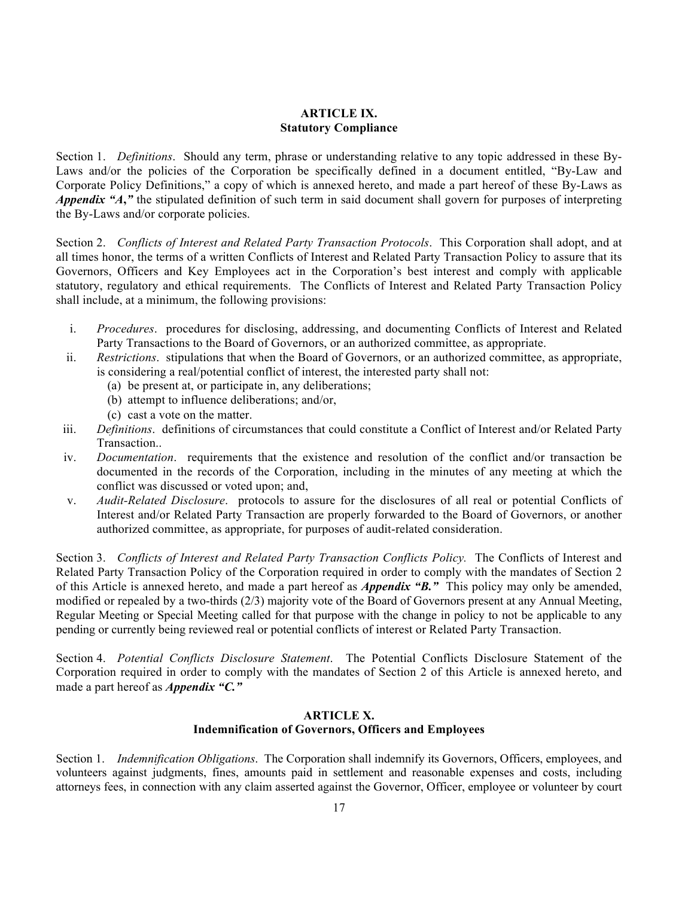## ARTICLE IX.
## Statutory Compliance

Section 1. *Definitions*. Should any term, phrase or understanding relative to any topic addressed in these By-Laws and/or the policies of the Corporation be specifically defined in a document entitled, "By-Law and Corporate Policy Definitions," a copy of which is annexed hereto, and made a part hereof of these By-Laws as ***Appendix "A,"*** the stipulated definition of such term in said document shall govern for purposes of interpreting the By-Laws and/or corporate policies.

Section 2. *Conflicts of Interest and Related Party Transaction Protocols*. This Corporation shall adopt, and at all times honor, the terms of a written Conflicts of Interest and Related Party Transaction Policy to assure that its Governors, Officers and Key Employees act in the Corporation's best interest and comply with applicable statutory, regulatory and ethical requirements. The Conflicts of Interest and Related Party Transaction Policy shall include, at a minimum, the following provisions:

i. *Procedures*. procedures for disclosing, addressing, and documenting Conflicts of Interest and Related Party Transactions to the Board of Governors, or an authorized committee, as appropriate.
ii. *Restrictions*. stipulations that when the Board of Governors, or an authorized committee, as appropriate, is considering a real/potential conflict of interest, the interested party shall not:
   (a) be present at, or participate in, any deliberations;
   (b) attempt to influence deliberations; and/or,
   (c) cast a vote on the matter.
iii. *Definitions*. definitions of circumstances that could constitute a Conflict of Interest and/or Related Party Transaction..
iv. *Documentation*. requirements that the existence and resolution of the conflict and/or transaction be documented in the records of the Corporation, including in the minutes of any meeting at which the conflict was discussed or voted upon; and,
v. *Audit-Related Disclosure*. protocols to assure for the disclosures of all real or potential Conflicts of Interest and/or Related Party Transaction are properly forwarded to the Board of Governors, or another authorized committee, as appropriate, for purposes of audit-related consideration.

Section 3. *Conflicts of Interest and Related Party Transaction Conflicts Policy.* The Conflicts of Interest and Related Party Transaction Policy of the Corporation required in order to comply with the mandates of Section 2 of this Article is annexed hereto, and made a part hereof as ***Appendix "B."*** This policy may only be amended, modified or repealed by a two-thirds (2/3) majority vote of the Board of Governors present at any Annual Meeting, Regular Meeting or Special Meeting called for that purpose with the change in policy to not be applicable to any pending or currently being reviewed real or potential conflicts of interest or Related Party Transaction.

Section 4. *Potential Conflicts Disclosure Statement*. The Potential Conflicts Disclosure Statement of the Corporation required in order to comply with the mandates of Section 2 of this Article is annexed hereto, and made a part hereof as ***Appendix "C."***

## ARTICLE X.
## Indemnification of Governors, Officers and Employees

Section 1. *Indemnification Obligations*. The Corporation shall indemnify its Governors, Officers, employees, and volunteers against judgments, fines, amounts paid in settlement and reasonable expenses and costs, including attorneys fees, in connection with any claim asserted against the Governor, Officer, employee or volunteer by court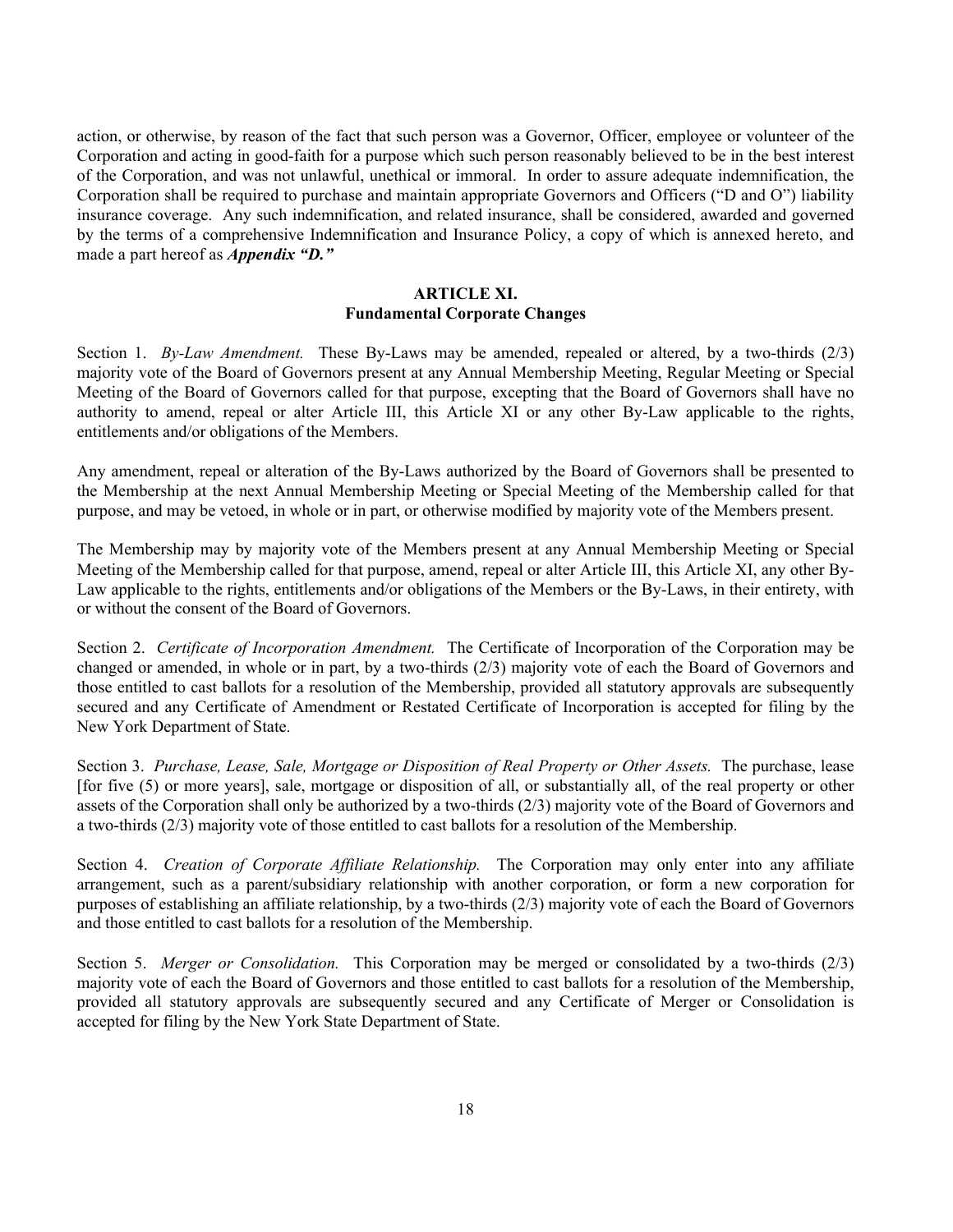action, or otherwise, by reason of the fact that such person was a Governor, Officer, employee or volunteer of the Corporation and acting in good-faith for a purpose which such person reasonably believed to be in the best interest of the Corporation, and was not unlawful, unethical or immoral. In order to assure adequate indemnification, the Corporation shall be required to purchase and maintain appropriate Governors and Officers ("D and O") liability insurance coverage. Any such indemnification, and related insurance, shall be considered, awarded and governed by the terms of a comprehensive Indemnification and Insurance Policy, a copy of which is annexed hereto, and made a part hereof as ***Appendix "D."***

## ARTICLE XI.
## Fundamental Corporate Changes

Section 1. *By-Law Amendment.* These By-Laws may be amended, repealed or altered, by a two-thirds (2/3) majority vote of the Board of Governors present at any Annual Membership Meeting, Regular Meeting or Special Meeting of the Board of Governors called for that purpose, excepting that the Board of Governors shall have no authority to amend, repeal or alter Article III, this Article XI or any other By-Law applicable to the rights, entitlements and/or obligations of the Members.

Any amendment, repeal or alteration of the By-Laws authorized by the Board of Governors shall be presented to the Membership at the next Annual Membership Meeting or Special Meeting of the Membership called for that purpose, and may be vetoed, in whole or in part, or otherwise modified by majority vote of the Members present.

The Membership may by majority vote of the Members present at any Annual Membership Meeting or Special Meeting of the Membership called for that purpose, amend, repeal or alter Article III, this Article XI, any other By-Law applicable to the rights, entitlements and/or obligations of the Members or the By-Laws, in their entirety, with or without the consent of the Board of Governors.

Section 2. *Certificate of Incorporation Amendment.* The Certificate of Incorporation of the Corporation may be changed or amended, in whole or in part, by a two-thirds (2/3) majority vote of each the Board of Governors and those entitled to cast ballots for a resolution of the Membership, provided all statutory approvals are subsequently secured and any Certificate of Amendment or Restated Certificate of Incorporation is accepted for filing by the New York Department of State.

Section 3. *Purchase, Lease, Sale, Mortgage or Disposition of Real Property or Other Assets.* The purchase, lease [for five (5) or more years], sale, mortgage or disposition of all, or substantially all, of the real property or other assets of the Corporation shall only be authorized by a two-thirds (2/3) majority vote of the Board of Governors and a two-thirds (2/3) majority vote of those entitled to cast ballots for a resolution of the Membership.

Section 4. *Creation of Corporate Affiliate Relationship.* The Corporation may only enter into any affiliate arrangement, such as a parent/subsidiary relationship with another corporation, or form a new corporation for purposes of establishing an affiliate relationship, by a two-thirds (2/3) majority vote of each the Board of Governors and those entitled to cast ballots for a resolution of the Membership.

Section 5. *Merger or Consolidation.* This Corporation may be merged or consolidated by a two-thirds (2/3) majority vote of each the Board of Governors and those entitled to cast ballots for a resolution of the Membership, provided all statutory approvals are subsequently secured and any Certificate of Merger or Consolidation is accepted for filing by the New York State Department of State.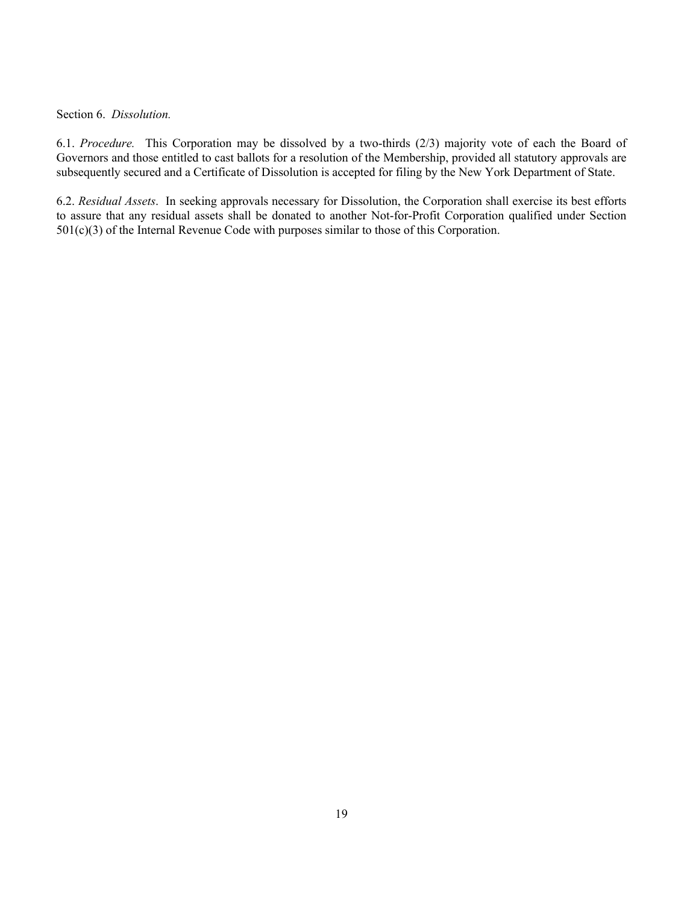Section 6. *Dissolution.*

6.1. *Procedure.* This Corporation may be dissolved by a two-thirds (2/3) majority vote of each the Board of Governors and those entitled to cast ballots for a resolution of the Membership, provided all statutory approvals are subsequently secured and a Certificate of Dissolution is accepted for filing by the New York Department of State.

6.2. *Residual Assets*. In seeking approvals necessary for Dissolution, the Corporation shall exercise its best efforts to assure that any residual assets shall be donated to another Not-for-Profit Corporation qualified under Section 501(c)(3) of the Internal Revenue Code with purposes similar to those of this Corporation.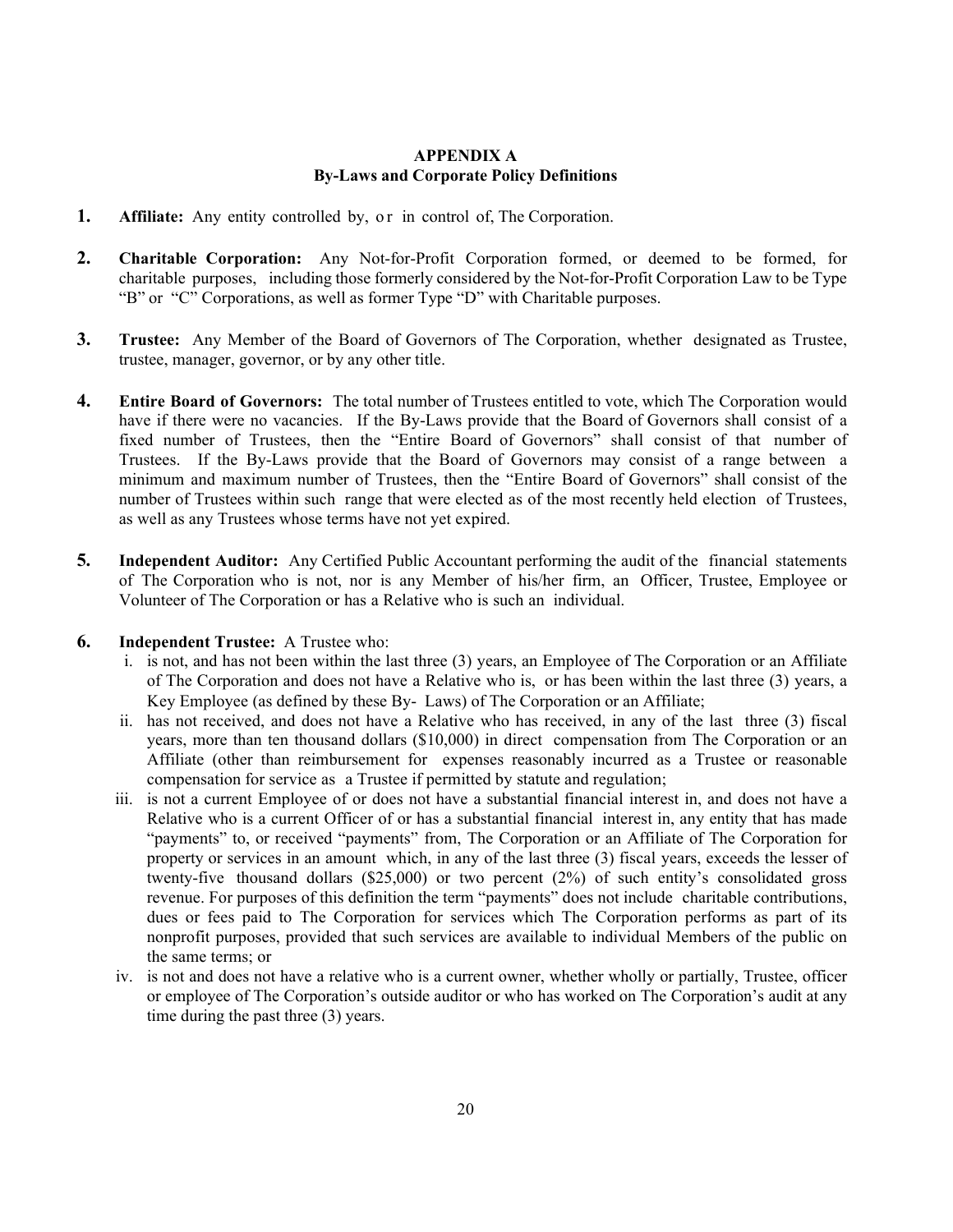## APPENDIX A
## By-Laws and Corporate Policy Definitions

1. **Affiliate:** Any entity controlled by, or in control of, The Corporation.

2. **Charitable Corporation:** Any Not-for-Profit Corporation formed, or deemed to be formed, for charitable purposes, including those formerly considered by the Not-for-Profit Corporation Law to be Type "B" or "C" Corporations, as well as former Type "D" with Charitable purposes.

3. **Trustee:** Any Member of the Board of Governors of The Corporation, whether designated as Trustee, trustee, manager, governor, or by any other title.

4. **Entire Board of Governors:** The total number of Trustees entitled to vote, which The Corporation would have if there were no vacancies. If the By-Laws provide that the Board of Governors shall consist of a fixed number of Trustees, then the "Entire Board of Governors" shall consist of that number of Trustees. If the By-Laws provide that the Board of Governors may consist of a range between a minimum and maximum number of Trustees, then the "Entire Board of Governors" shall consist of the number of Trustees within such range that were elected as of the most recently held election of Trustees, as well as any Trustees whose terms have not yet expired.

5. **Independent Auditor:** Any Certified Public Accountant performing the audit of the financial statements of The Corporation who is not, nor is any Member of his/her firm, an Officer, Trustee, Employee or Volunteer of The Corporation or has a Relative who is such an individual.

6. **Independent Trustee:** A Trustee who:
   i. is not, and has not been within the last three (3) years, an Employee of The Corporation or an Affiliate of The Corporation and does not have a Relative who is, or has been within the last three (3) years, a Key Employee (as defined by these By- Laws) of The Corporation or an Affiliate;
   ii. has not received, and does not have a Relative who has received, in any of the last three (3) fiscal years, more than ten thousand dollars ($10,000) in direct compensation from The Corporation or an Affiliate (other than reimbursement for expenses reasonably incurred as a Trustee or reasonable compensation for service as a Trustee if permitted by statute and regulation;
   iii. is not a current Employee of or does not have a substantial financial interest in, and does not have a Relative who is a current Officer of or has a substantial financial interest in, any entity that has made "payments" to, or received "payments" from, The Corporation or an Affiliate of The Corporation for property or services in an amount which, in any of the last three (3) fiscal years, exceeds the lesser of twenty-five thousand dollars ($25,000) or two percent (2%) of such entity's consolidated gross revenue. For purposes of this definition the term "payments" does not include charitable contributions, dues or fees paid to The Corporation for services which The Corporation performs as part of its nonprofit purposes, provided that such services are available to individual Members of the public on the same terms; or
   iv. is not and does not have a relative who is a current owner, whether wholly or partially, Trustee, officer or employee of The Corporation's outside auditor or who has worked on The Corporation's audit at any time during the past three (3) years.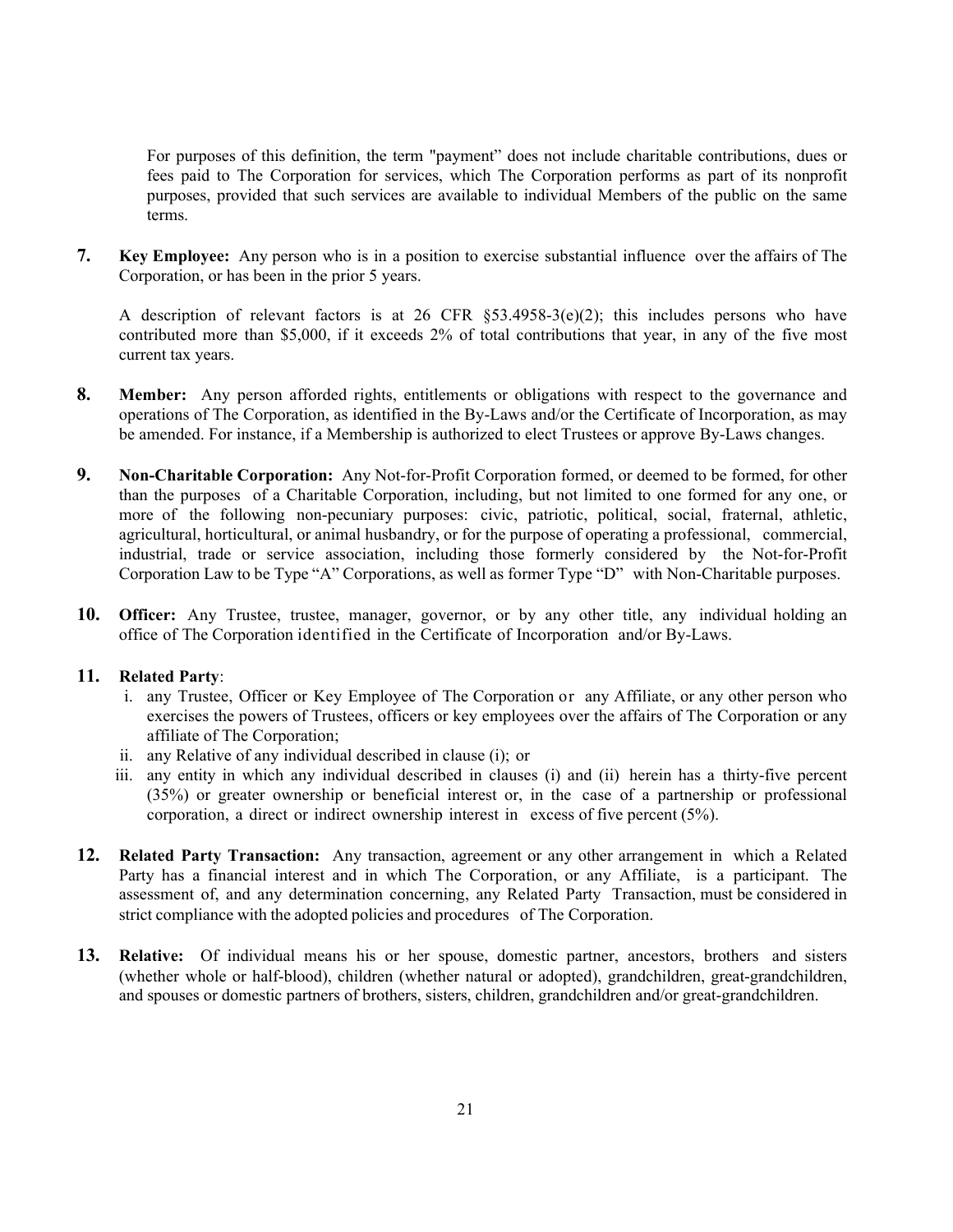For purposes of this definition, the term "payment" does not include charitable contributions, dues or fees paid to The Corporation for services, which The Corporation performs as part of its nonprofit purposes, provided that such services are available to individual Members of the public on the same terms.

**7.** **Key Employee:** Any person who is in a position to exercise substantial influence over the affairs of The Corporation, or has been in the prior 5 years.

A description of relevant factors is at 26 CFR §53.4958-3(e)(2); this includes persons who have contributed more than $5,000, if it exceeds 2% of total contributions that year, in any of the five most current tax years.

**8.** **Member:** Any person afforded rights, entitlements or obligations with respect to the governance and operations of The Corporation, as identified in the By-Laws and/or the Certificate of Incorporation, as may be amended. For instance, if a Membership is authorized to elect Trustees or approve By-Laws changes.

**9.** **Non-Charitable Corporation:** Any Not-for-Profit Corporation formed, or deemed to be formed, for other than the purposes of a Charitable Corporation, including, but not limited to one formed for any one, or more of the following non-pecuniary purposes: civic, patriotic, political, social, fraternal, athletic, agricultural, horticultural, or animal husbandry, or for the purpose of operating a professional, commercial, industrial, trade or service association, including those formerly considered by the Not-for-Profit Corporation Law to be Type "A" Corporations, as well as former Type "D" with Non-Charitable purposes.

**10.** **Officer:** Any Trustee, trustee, manager, governor, or by any other title, any individual holding an office of The Corporation identified in the Certificate of Incorporation and/or By-Laws.

**11.** **Related Party**:

i. any Trustee, Officer or Key Employee of The Corporation or any Affiliate, or any other person who exercises the powers of Trustees, officers or key employees over the affairs of The Corporation or any affiliate of The Corporation;

ii. any Relative of any individual described in clause (i); or

iii. any entity in which any individual described in clauses (i) and (ii) herein has a thirty-five percent (35%) or greater ownership or beneficial interest or, in the case of a partnership or professional corporation, a direct or indirect ownership interest in excess of five percent (5%).

**12.** **Related Party Transaction:** Any transaction, agreement or any other arrangement in which a Related Party has a financial interest and in which The Corporation, or any Affiliate, is a participant. The assessment of, and any determination concerning, any Related Party Transaction, must be considered in strict compliance with the adopted policies and procedures of The Corporation.

**13.** **Relative:** Of individual means his or her spouse, domestic partner, ancestors, brothers and sisters (whether whole or half-blood), children (whether natural or adopted), grandchildren, great-grandchildren, and spouses or domestic partners of brothers, sisters, children, grandchildren and/or great-grandchildren.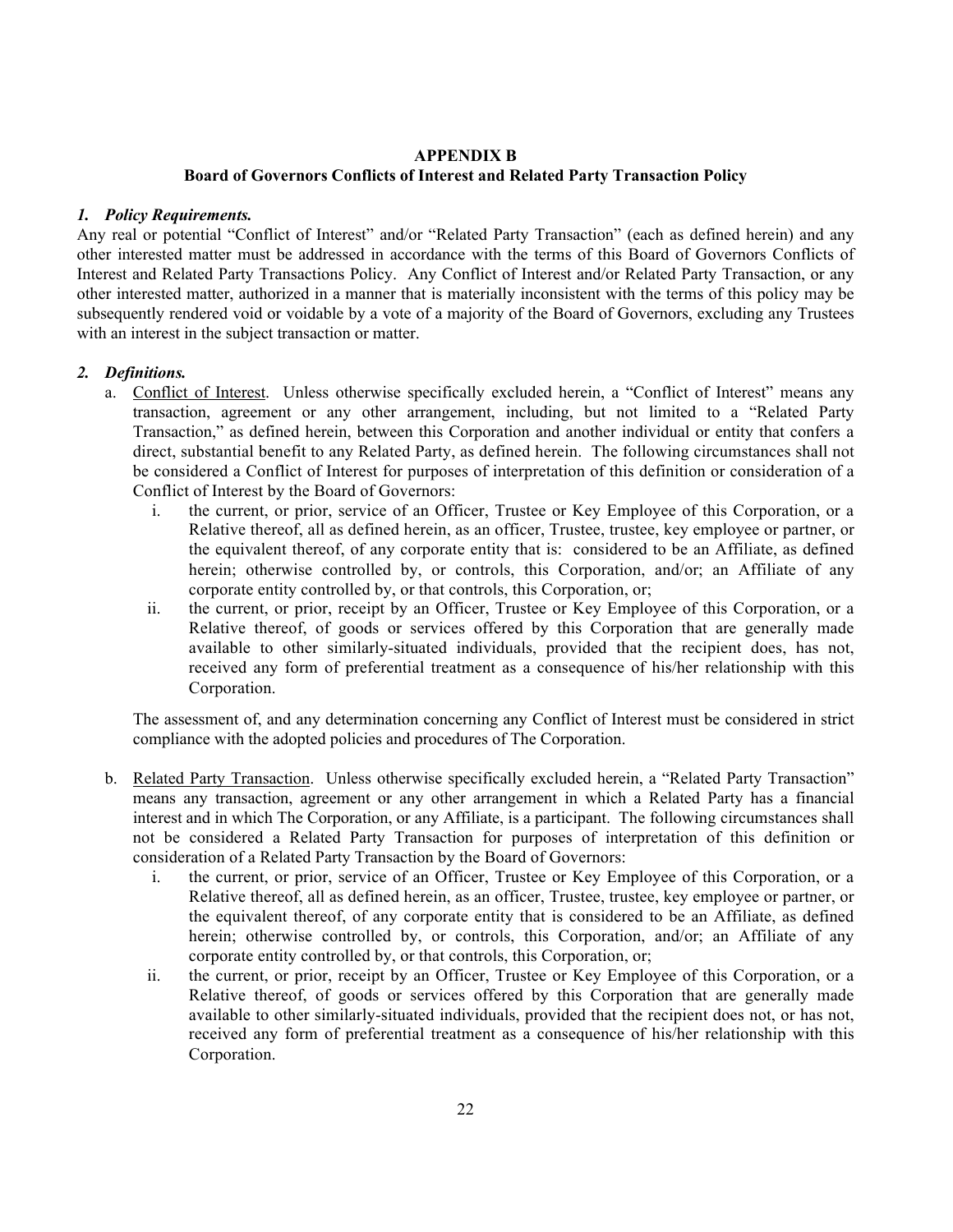**APPENDIX B**
**Board of Governors Conflicts of Interest and Related Party Transaction Policy**

***1. Policy Requirements.***

Any real or potential "Conflict of Interest" and/or "Related Party Transaction" (each as defined herein) and any other interested matter must be addressed in accordance with the terms of this Board of Governors Conflicts of Interest and Related Party Transactions Policy. Any Conflict of Interest and/or Related Party Transaction, or any other interested matter, authorized in a manner that is materially inconsistent with the terms of this policy may be subsequently rendered void or voidable by a vote of a majority of the Board of Governors, excluding any Trustees with an interest in the subject transaction or matter.

***2. Definitions.***

a. Conflict of Interest. Unless otherwise specifically excluded herein, a "Conflict of Interest" means any transaction, agreement or any other arrangement, including, but not limited to a "Related Party Transaction," as defined herein, between this Corporation and another individual or entity that confers a direct, substantial benefit to any Related Party, as defined herein. The following circumstances shall not be considered a Conflict of Interest for purposes of interpretation of this definition or consideration of a Conflict of Interest by the Board of Governors:

   i. the current, or prior, service of an Officer, Trustee or Key Employee of this Corporation, or a Relative thereof, all as defined herein, as an officer, Trustee, trustee, key employee or partner, or the equivalent thereof, of any corporate entity that is: considered to be an Affiliate, as defined herein; otherwise controlled by, or controls, this Corporation, and/or; an Affiliate of any corporate entity controlled by, or that controls, this Corporation, or;

   ii. the current, or prior, receipt by an Officer, Trustee or Key Employee of this Corporation, or a Relative thereof, of goods or services offered by this Corporation that are generally made available to other similarly-situated individuals, provided that the recipient does, has not, received any form of preferential treatment as a consequence of his/her relationship with this Corporation.

   The assessment of, and any determination concerning any Conflict of Interest must be considered in strict compliance with the adopted policies and procedures of The Corporation.

b. Related Party Transaction. Unless otherwise specifically excluded herein, a "Related Party Transaction" means any transaction, agreement or any other arrangement in which a Related Party has a financial interest and in which The Corporation, or any Affiliate, is a participant. The following circumstances shall not be considered a Related Party Transaction for purposes of interpretation of this definition or consideration of a Related Party Transaction by the Board of Governors:

   i. the current, or prior, service of an Officer, Trustee or Key Employee of this Corporation, or a Relative thereof, all as defined herein, as an officer, Trustee, trustee, key employee or partner, or the equivalent thereof, of any corporate entity that is considered to be an Affiliate, as defined herein; otherwise controlled by, or controls, this Corporation, and/or; an Affiliate of any corporate entity controlled by, or that controls, this Corporation, or;

   ii. the current, or prior, receipt by an Officer, Trustee or Key Employee of this Corporation, or a Relative thereof, of goods or services offered by this Corporation that are generally made available to other similarly-situated individuals, provided that the recipient does not, or has not, received any form of preferential treatment as a consequence of his/her relationship with this Corporation.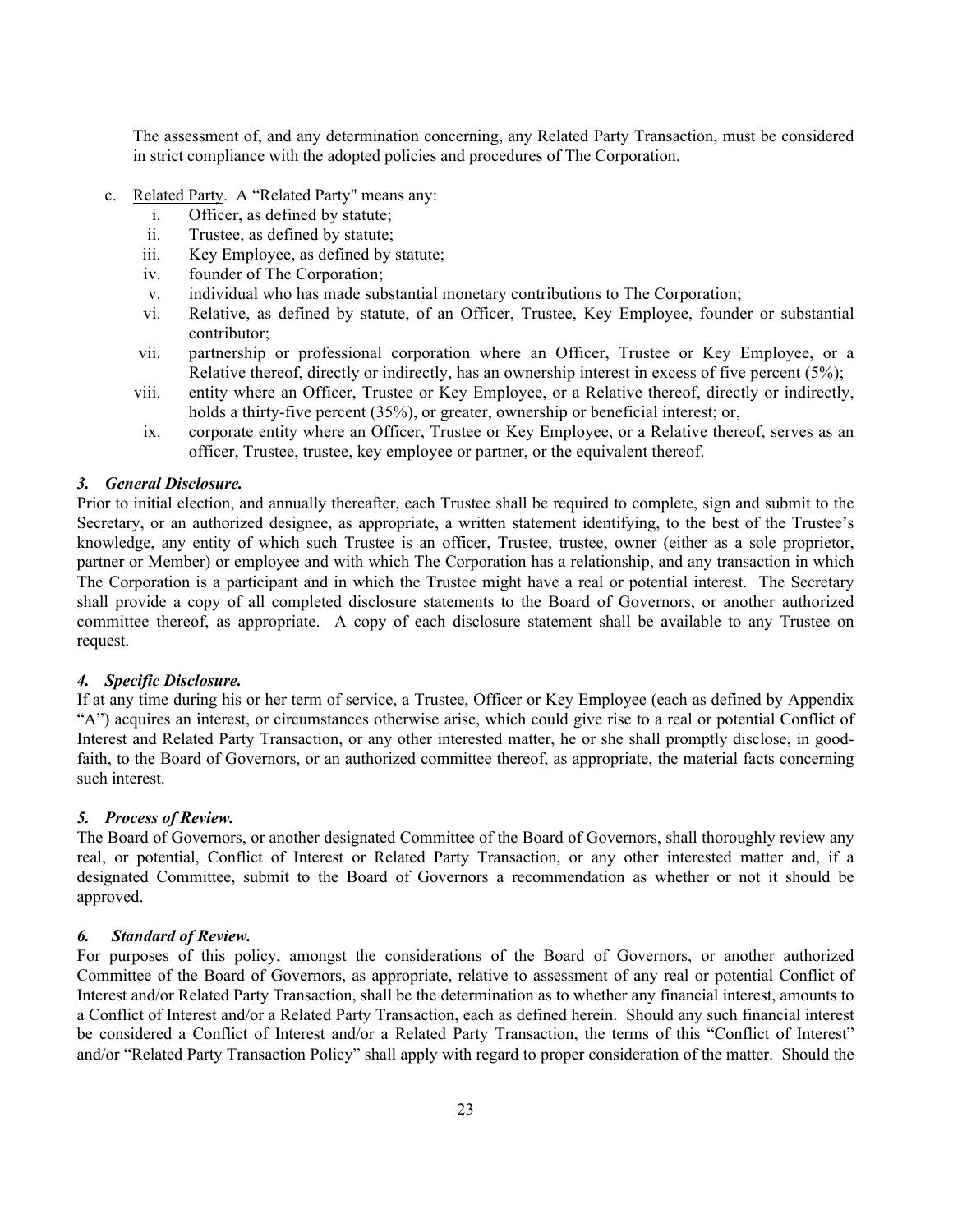The assessment of, and any determination concerning, any Related Party Transaction, must be considered in strict compliance with the adopted policies and procedures of The Corporation.

c. <u>Related Party</u>. A "Related Party" means any:

   i. Officer, as defined by statute;
   ii. Trustee, as defined by statute;
   iii. Key Employee, as defined by statute;
   iv. founder of The Corporation;
   v. individual who has made substantial monetary contributions to The Corporation;
   vi. Relative, as defined by statute, of an Officer, Trustee, Key Employee, founder or substantial contributor;
   vii. partnership or professional corporation where an Officer, Trustee or Key Employee, or a Relative thereof, directly or indirectly, has an ownership interest in excess of five percent (5%);
   viii. entity where an Officer, Trustee or Key Employee, or a Relative thereof, directly or indirectly, holds a thirty-five percent (35%), or greater, ownership or beneficial interest; or,
   ix. corporate entity where an Officer, Trustee or Key Employee, or a Relative thereof, serves as an officer, Trustee, trustee, key employee or partner, or the equivalent thereof.

***3. General Disclosure.***

Prior to initial election, and annually thereafter, each Trustee shall be required to complete, sign and submit to the Secretary, or an authorized designee, as appropriate, a written statement identifying, to the best of the Trustee's knowledge, any entity of which such Trustee is an officer, Trustee, trustee, owner (either as a sole proprietor, partner or Member) or employee and with which The Corporation has a relationship, and any transaction in which The Corporation is a participant and in which the Trustee might have a real or potential interest. The Secretary shall provide a copy of all completed disclosure statements to the Board of Governors, or another authorized committee thereof, as appropriate. A copy of each disclosure statement shall be available to any Trustee on request.

***4. Specific Disclosure.***

If at any time during his or her term of service, a Trustee, Officer or Key Employee (each as defined by Appendix "A") acquires an interest, or circumstances otherwise arise, which could give rise to a real or potential Conflict of Interest and Related Party Transaction, or any other interested matter, he or she shall promptly disclose, in good-faith, to the Board of Governors, or an authorized committee thereof, as appropriate, the material facts concerning such interest.

***5. Process of Review.***

The Board of Governors, or another designated Committee of the Board of Governors, shall thoroughly review any real, or potential, Conflict of Interest or Related Party Transaction, or any other interested matter and, if a designated Committee, submit to the Board of Governors a recommendation as whether or not it should be approved.

***6. Standard of Review.***

For purposes of this policy, amongst the considerations of the Board of Governors, or another authorized Committee of the Board of Governors, as appropriate, relative to assessment of any real or potential Conflict of Interest and/or Related Party Transaction, shall be the determination as to whether any financial interest, amounts to a Conflict of Interest and/or a Related Party Transaction, each as defined herein. Should any such financial interest be considered a Conflict of Interest and/or a Related Party Transaction, the terms of this "Conflict of Interest" and/or "Related Party Transaction Policy" shall apply with regard to proper consideration of the matter. Should the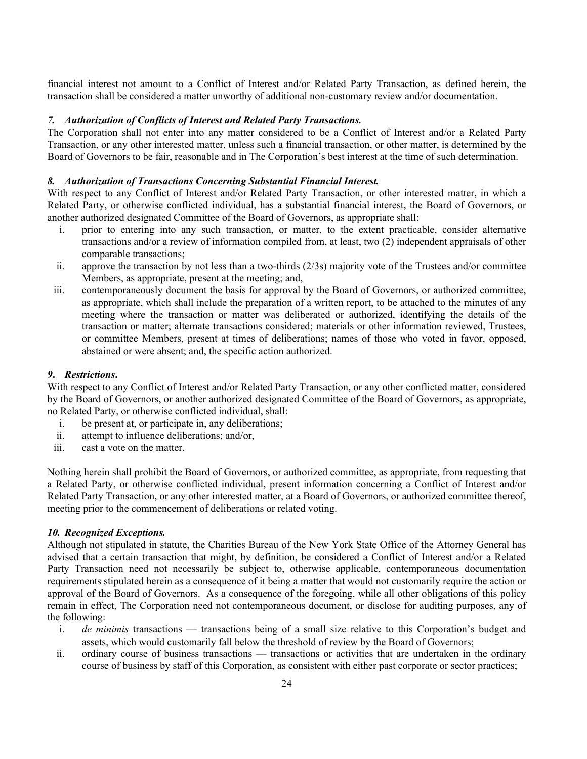financial interest not amount to a Conflict of Interest and/or Related Party Transaction, as defined herein, the transaction shall be considered a matter unworthy of additional non-customary review and/or documentation.

### *7. Authorization of Conflicts of Interest and Related Party Transactions.*

The Corporation shall not enter into any matter considered to be a Conflict of Interest and/or a Related Party Transaction, or any other interested matter, unless such a financial transaction, or other matter, is determined by the Board of Governors to be fair, reasonable and in The Corporation's best interest at the time of such determination.

### *8. Authorization of Transactions Concerning Substantial Financial Interest.*

With respect to any Conflict of Interest and/or Related Party Transaction, or other interested matter, in which a Related Party, or otherwise conflicted individual, has a substantial financial interest, the Board of Governors, or another authorized designated Committee of the Board of Governors, as appropriate shall:

i. prior to entering into any such transaction, or matter, to the extent practicable, consider alternative transactions and/or a review of information compiled from, at least, two (2) independent appraisals of other comparable transactions;

ii. approve the transaction by not less than a two-thirds (2/3s) majority vote of the Trustees and/or committee Members, as appropriate, present at the meeting; and,

iii. contemporaneously document the basis for approval by the Board of Governors, or authorized committee, as appropriate, which shall include the preparation of a written report, to be attached to the minutes of any meeting where the transaction or matter was deliberated or authorized, identifying the details of the transaction or matter; alternate transactions considered; materials or other information reviewed, Trustees, or committee Members, present at times of deliberations; names of those who voted in favor, opposed, abstained or were absent; and, the specific action authorized.

### *9. Restrictions.*

With respect to any Conflict of Interest and/or Related Party Transaction, or any other conflicted matter, considered by the Board of Governors, or another authorized designated Committee of the Board of Governors, as appropriate, no Related Party, or otherwise conflicted individual, shall:

i. be present at, or participate in, any deliberations;

ii. attempt to influence deliberations; and/or,

iii. cast a vote on the matter.

Nothing herein shall prohibit the Board of Governors, or authorized committee, as appropriate, from requesting that a Related Party, or otherwise conflicted individual, present information concerning a Conflict of Interest and/or Related Party Transaction, or any other interested matter, at a Board of Governors, or authorized committee thereof, meeting prior to the commencement of deliberations or related voting.

### *10. Recognized Exceptions.*

Although not stipulated in statute, the Charities Bureau of the New York State Office of the Attorney General has advised that a certain transaction that might, by definition, be considered a Conflict of Interest and/or a Related Party Transaction need not necessarily be subject to, otherwise applicable, contemporaneous documentation requirements stipulated herein as a consequence of it being a matter that would not customarily require the action or approval of the Board of Governors. As a consequence of the foregoing, while all other obligations of this policy remain in effect, The Corporation need not contemporaneous document, or disclose for auditing purposes, any of the following:

i. *de minimis* transactions — transactions being of a small size relative to this Corporation's budget and assets, which would customarily fall below the threshold of review by the Board of Governors;

ii. ordinary course of business transactions — transactions or activities that are undertaken in the ordinary course of business by staff of this Corporation, as consistent with either past corporate or sector practices;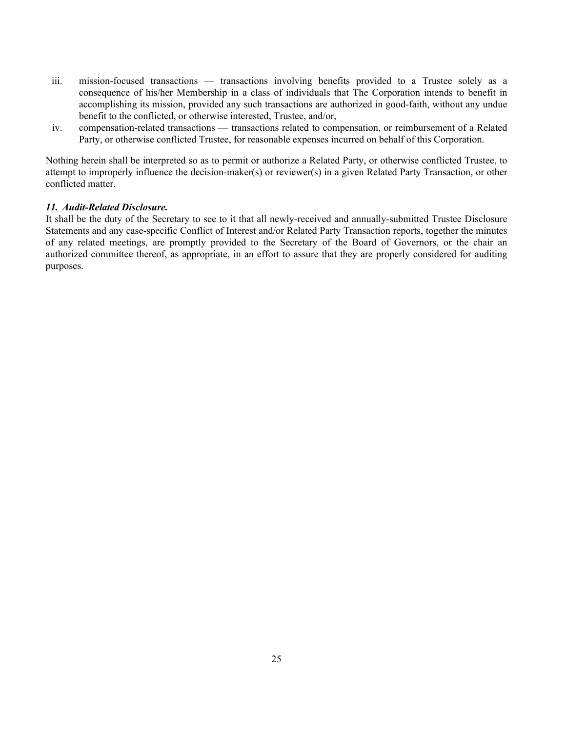iii. mission-focused transactions — transactions involving benefits provided to a Trustee solely as a consequence of his/her Membership in a class of individuals that The Corporation intends to benefit in accomplishing its mission, provided any such transactions are authorized in good-faith, without any undue benefit to the conflicted, or otherwise interested, Trustee, and/or,

iv. compensation-related transactions — transactions related to compensation, or reimbursement of a Related Party, or otherwise conflicted Trustee, for reasonable expenses incurred on behalf of this Corporation.

Nothing herein shall be interpreted so as to permit or authorize a Related Party, or otherwise conflicted Trustee, to attempt to improperly influence the decision-maker(s) or reviewer(s) in a given Related Party Transaction, or other conflicted matter.

***11. Audit-Related Disclosure.***

It shall be the duty of the Secretary to see to it that all newly-received and annually-submitted Trustee Disclosure Statements and any case-specific Conflict of Interest and/or Related Party Transaction reports, together the minutes of any related meetings, are promptly provided to the Secretary of the Board of Governors, or the chair an authorized committee thereof, as appropriate, in an effort to assure that they are properly considered for auditing purposes.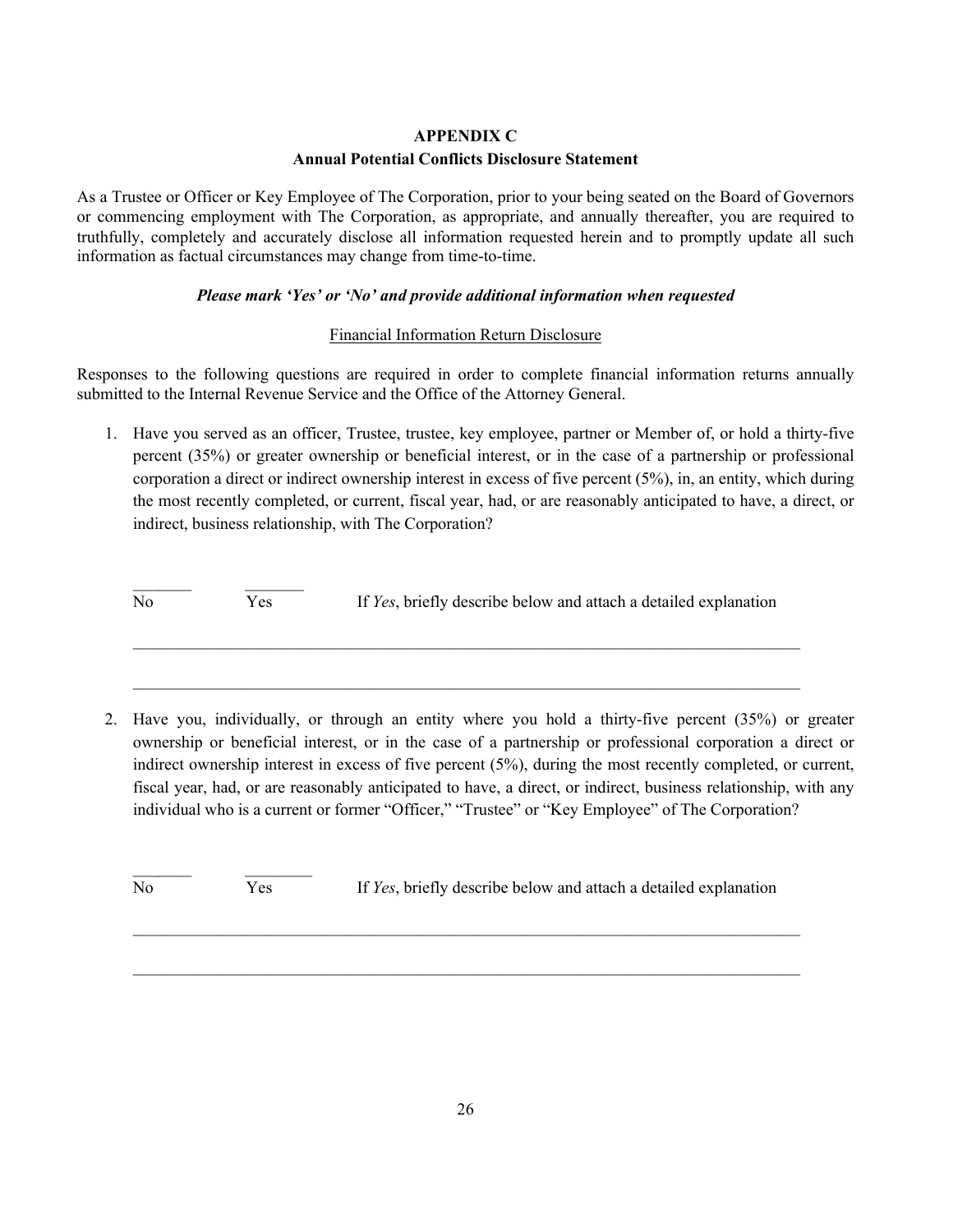**APPENDIX C**

**Annual Potential Conflicts Disclosure Statement**

As a Trustee or Officer or Key Employee of The Corporation, prior to your being seated on the Board of Governors or commencing employment with The Corporation, as appropriate, and annually thereafter, you are required to truthfully, completely and accurately disclose all information requested herein and to promptly update all such information as factual circumstances may change from time-to-time.

***Please mark 'Yes' or 'No' and provide additional information when requested***

Financial Information Return Disclosure

Responses to the following questions are required in order to complete financial information returns annually submitted to the Internal Revenue Service and the Office of the Attorney General.

1. Have you served as an officer, Trustee, trustee, key employee, partner or Member of, or hold a thirty-five percent (35%) or greater ownership or beneficial interest, or in the case of a partnership or professional corporation a direct or indirect ownership interest in excess of five percent (5%), in, an entity, which during the most recently completed, or current, fiscal year, had, or are reasonably anticipated to have, a direct, or indirect, business relationship, with The Corporation?

   _______ No &nbsp;&nbsp;&nbsp; _______ Yes &nbsp;&nbsp;&nbsp; If *Yes*, briefly describe below and attach a detailed explanation

   ________________________________________________________________________________

   ________________________________________________________________________________

2. Have you, individually, or through an entity where you hold a thirty-five percent (35%) or greater ownership or beneficial interest, or in the case of a partnership or professional corporation a direct or indirect ownership interest in excess of five percent (5%), during the most recently completed, or current, fiscal year, had, or are reasonably anticipated to have, a direct, or indirect, business relationship, with any individual who is a current or former "Officer," "Trustee" or "Key Employee" of The Corporation?

   _______ No &nbsp;&nbsp;&nbsp; ________ Yes &nbsp;&nbsp;&nbsp; If *Yes*, briefly describe below and attach a detailed explanation

   ________________________________________________________________________________

   ________________________________________________________________________________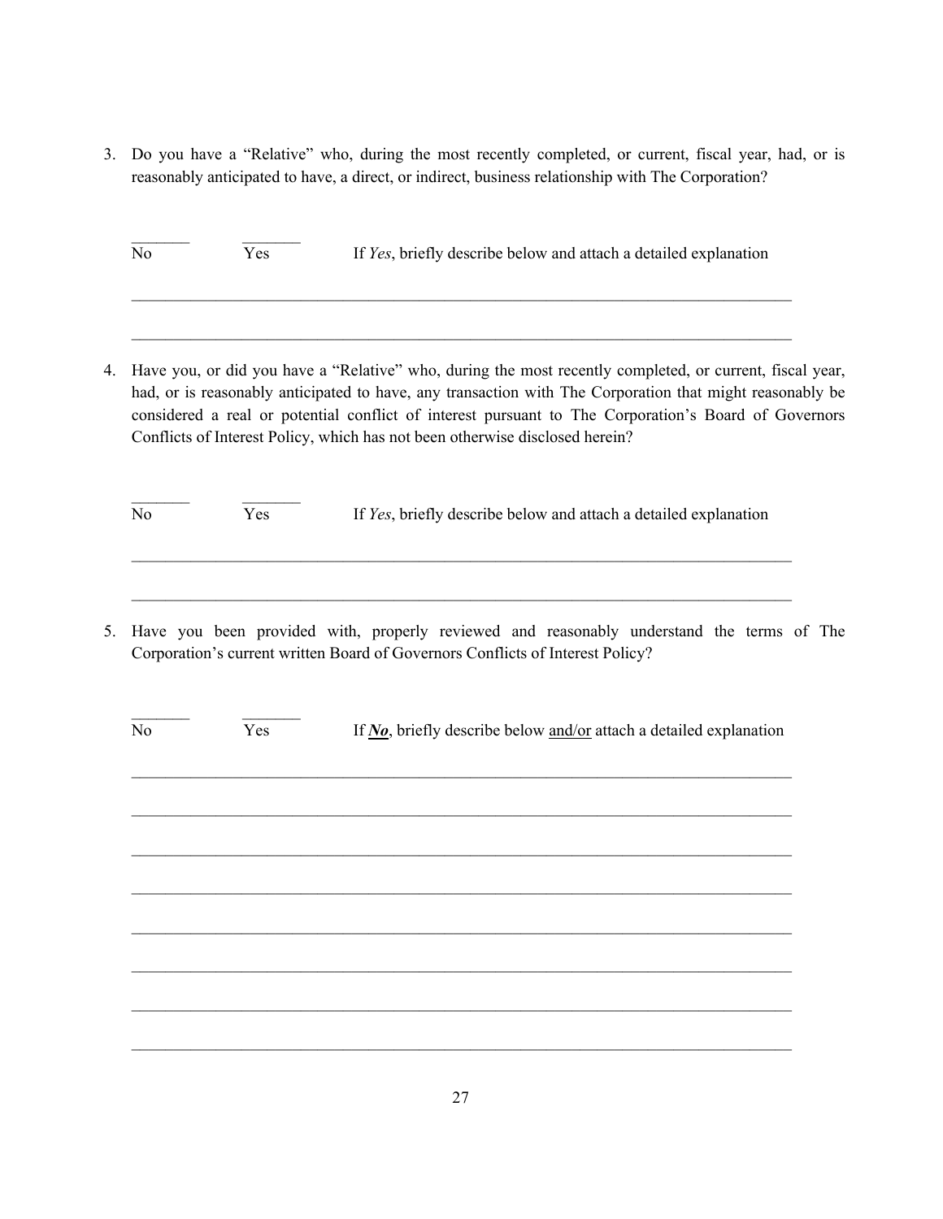3. Do you have a "Relative" who, during the most recently completed, or current, fiscal year, had, or is reasonably anticipated to have, a direct, or indirect, business relationship with The Corporation?

   _______ No　　_______ Yes　　If *Yes*, briefly describe below and attach a detailed explanation

   ___________________________________________________________________________

   ___________________________________________________________________________

4. Have you, or did you have a "Relative" who, during the most recently completed, or current, fiscal year, had, or is reasonably anticipated to have, any transaction with The Corporation that might reasonably be considered a real or potential conflict of interest pursuant to The Corporation's Board of Governors Conflicts of Interest Policy, which has not been otherwise disclosed herein?

   _______ No　　_______ Yes　　If *Yes*, briefly describe below and attach a detailed explanation

   ___________________________________________________________________________

   ___________________________________________________________________________

5. Have you been provided with, properly reviewed and reasonably understand the terms of The Corporation's current written Board of Governors Conflicts of Interest Policy?

   _______ No　　_______ Yes　　If ***No***, briefly describe below <u>and/or</u> attach a detailed explanation

   ___________________________________________________________________________

   ___________________________________________________________________________

   ___________________________________________________________________________

   ___________________________________________________________________________

   ___________________________________________________________________________

   ___________________________________________________________________________

   ___________________________________________________________________________

   ___________________________________________________________________________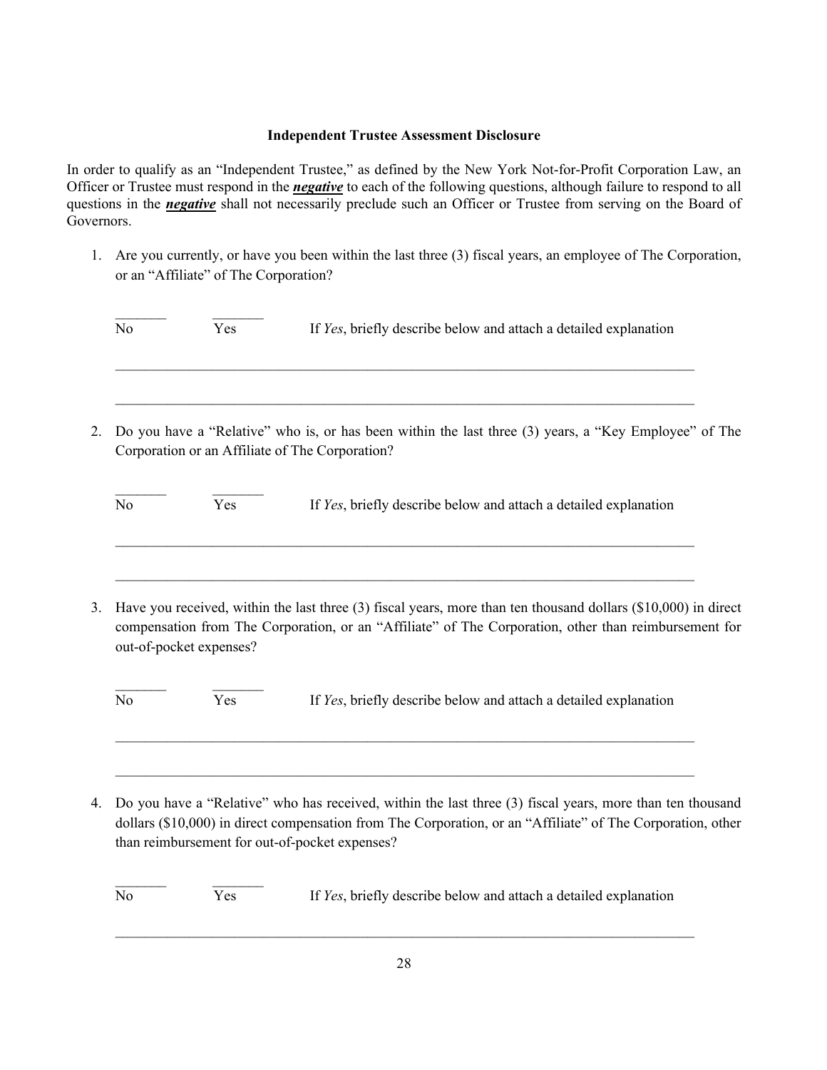**Independent Trustee Assessment Disclosure**

In order to qualify as an "Independent Trustee," as defined by the New York Not-for-Profit Corporation Law, an Officer or Trustee must respond in the ***negative*** to each of the following questions, although failure to respond to all questions in the ***negative*** shall not necessarily preclude such an Officer or Trustee from serving on the Board of Governors.

1. Are you currently, or have you been within the last three (3) fiscal years, an employee of The Corporation, or an "Affiliate" of The Corporation?

   _______ No &nbsp;&nbsp;&nbsp; _______ Yes &nbsp;&nbsp;&nbsp; If *Yes*, briefly describe below and attach a detailed explanation

   ________________________________________________________________________________

   ________________________________________________________________________________

2. Do you have a "Relative" who is, or has been within the last three (3) years, a "Key Employee" of The Corporation or an Affiliate of The Corporation?

   _______ No &nbsp;&nbsp;&nbsp; _______ Yes &nbsp;&nbsp;&nbsp; If *Yes*, briefly describe below and attach a detailed explanation

   ________________________________________________________________________________

   ________________________________________________________________________________

3. Have you received, within the last three (3) fiscal years, more than ten thousand dollars ($10,000) in direct compensation from The Corporation, or an "Affiliate" of The Corporation, other than reimbursement for out-of-pocket expenses?

   _______ No &nbsp;&nbsp;&nbsp; _______ Yes &nbsp;&nbsp;&nbsp; If *Yes*, briefly describe below and attach a detailed explanation

   ________________________________________________________________________________

   ________________________________________________________________________________

4. Do you have a "Relative" who has received, within the last three (3) fiscal years, more than ten thousand dollars ($10,000) in direct compensation from The Corporation, or an "Affiliate" of The Corporation, other than reimbursement for out-of-pocket expenses?

   _______ No &nbsp;&nbsp;&nbsp; _______ Yes &nbsp;&nbsp;&nbsp; If *Yes*, briefly describe below and attach a detailed explanation

   ________________________________________________________________________________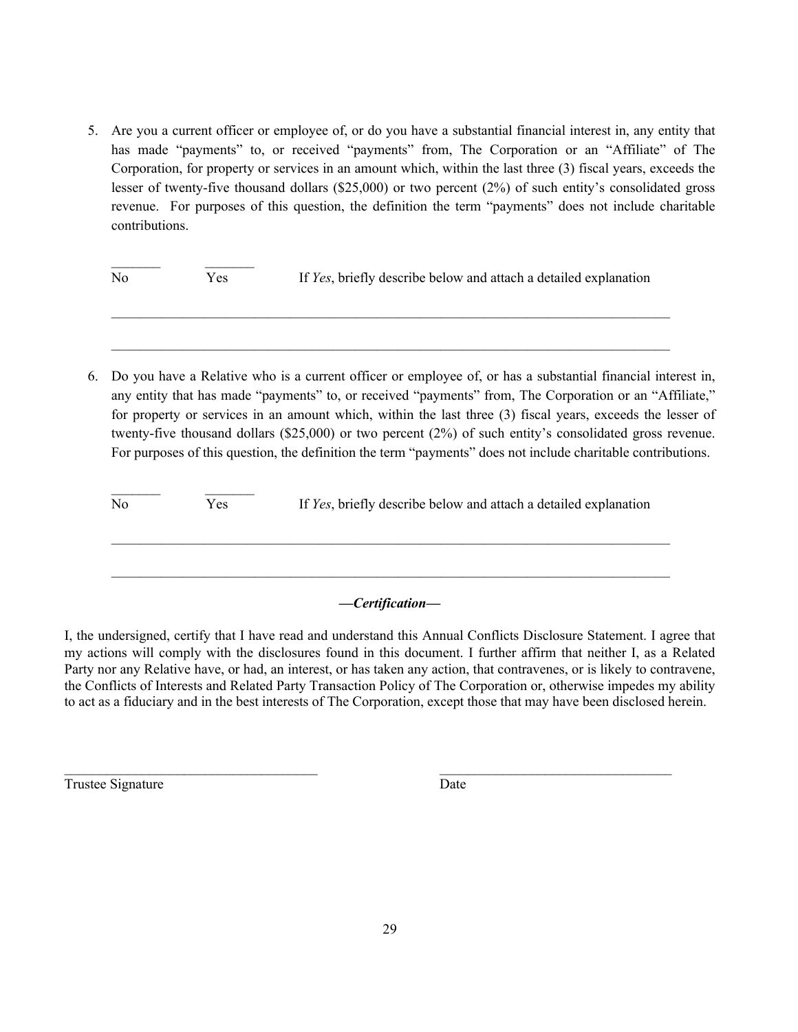5. Are you a current officer or employee of, or do you have a substantial financial interest in, any entity that has made "payments" to, or received "payments" from, The Corporation or an "Affiliate" of The Corporation, for property or services in an amount which, within the last three (3) fiscal years, exceeds the lesser of twenty-five thousand dollars ($25,000) or two percent (2%) of such entity's consolidated gross revenue. For purposes of this question, the definition the term "payments" does not include charitable contributions.

   _______ No    _______ Yes    If *Yes*, briefly describe below and attach a detailed explanation

   ________________________________________________________________________________

   ________________________________________________________________________________

6. Do you have a Relative who is a current officer or employee of, or has a substantial financial interest in, any entity that has made "payments" to, or received "payments" from, The Corporation or an "Affiliate," for property or services in an amount which, within the last three (3) fiscal years, exceeds the lesser of twenty-five thousand dollars ($25,000) or two percent (2%) of such entity's consolidated gross revenue. For purposes of this question, the definition the term "payments" does not include charitable contributions.

   _______ No    _______ Yes    If *Yes*, briefly describe below and attach a detailed explanation

   ________________________________________________________________________________

   ________________________________________________________________________________

***—Certification—***

I, the undersigned, certify that I have read and understand this Annual Conflicts Disclosure Statement. I agree that my actions will comply with the disclosures found in this document. I further affirm that neither I, as a Related Party nor any Relative have, or had, an interest, or has taken any action, that contravenes, or is likely to contravene, the Conflicts of Interests and Related Party Transaction Policy of The Corporation or, otherwise impedes my ability to act as a fiduciary and in the best interests of The Corporation, except those that may have been disclosed herein.

____________________________________        ________________________________

Trustee Signature        Date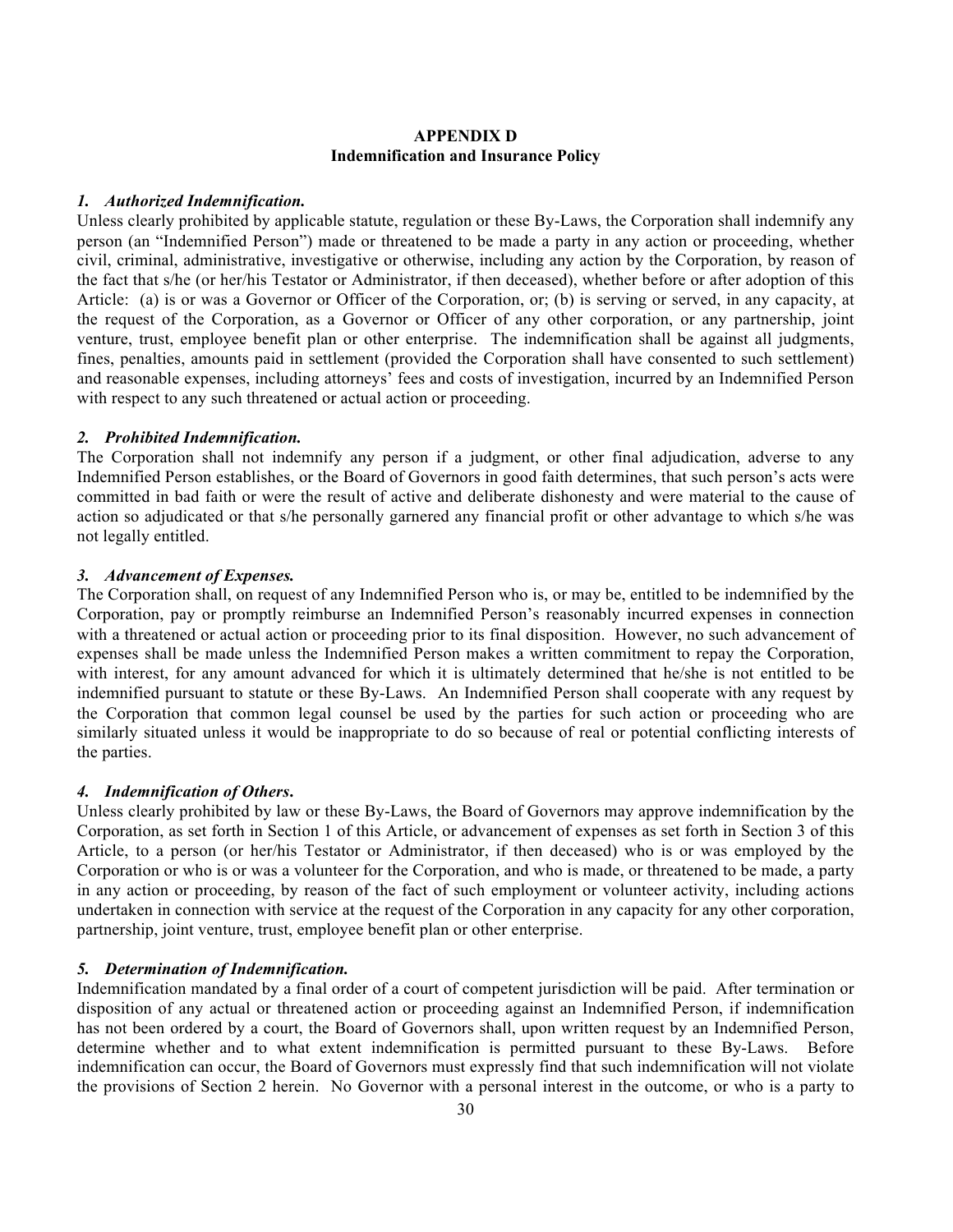**APPENDIX D**
**Indemnification and Insurance Policy**

***1. Authorized Indemnification.***

Unless clearly prohibited by applicable statute, regulation or these By-Laws, the Corporation shall indemnify any person (an "Indemnified Person") made or threatened to be made a party in any action or proceeding, whether civil, criminal, administrative, investigative or otherwise, including any action by the Corporation, by reason of the fact that s/he (or her/his Testator or Administrator, if then deceased), whether before or after adoption of this Article: (a) is or was a Governor or Officer of the Corporation, or; (b) is serving or served, in any capacity, at the request of the Corporation, as a Governor or Officer of any other corporation, or any partnership, joint venture, trust, employee benefit plan or other enterprise. The indemnification shall be against all judgments, fines, penalties, amounts paid in settlement (provided the Corporation shall have consented to such settlement) and reasonable expenses, including attorneys' fees and costs of investigation, incurred by an Indemnified Person with respect to any such threatened or actual action or proceeding.

***2. Prohibited Indemnification.***

The Corporation shall not indemnify any person if a judgment, or other final adjudication, adverse to any Indemnified Person establishes, or the Board of Governors in good faith determines, that such person's acts were committed in bad faith or were the result of active and deliberate dishonesty and were material to the cause of action so adjudicated or that s/he personally garnered any financial profit or other advantage to which s/he was not legally entitled.

***3. Advancement of Expenses.***

The Corporation shall, on request of any Indemnified Person who is, or may be, entitled to be indemnified by the Corporation, pay or promptly reimburse an Indemnified Person's reasonably incurred expenses in connection with a threatened or actual action or proceeding prior to its final disposition. However, no such advancement of expenses shall be made unless the Indemnified Person makes a written commitment to repay the Corporation, with interest, for any amount advanced for which it is ultimately determined that he/she is not entitled to be indemnified pursuant to statute or these By-Laws. An Indemnified Person shall cooperate with any request by the Corporation that common legal counsel be used by the parties for such action or proceeding who are similarly situated unless it would be inappropriate to do so because of real or potential conflicting interests of the parties.

***4. Indemnification of Others.***

Unless clearly prohibited by law or these By-Laws, the Board of Governors may approve indemnification by the Corporation, as set forth in Section 1 of this Article, or advancement of expenses as set forth in Section 3 of this Article, to a person (or her/his Testator or Administrator, if then deceased) who is or was employed by the Corporation or who is or was a volunteer for the Corporation, and who is made, or threatened to be made, a party in any action or proceeding, by reason of the fact of such employment or volunteer activity, including actions undertaken in connection with service at the request of the Corporation in any capacity for any other corporation, partnership, joint venture, trust, employee benefit plan or other enterprise.

***5. Determination of Indemnification.***

Indemnification mandated by a final order of a court of competent jurisdiction will be paid. After termination or disposition of any actual or threatened action or proceeding against an Indemnified Person, if indemnification has not been ordered by a court, the Board of Governors shall, upon written request by an Indemnified Person, determine whether and to what extent indemnification is permitted pursuant to these By-Laws. Before indemnification can occur, the Board of Governors must expressly find that such indemnification will not violate the provisions of Section 2 herein. No Governor with a personal interest in the outcome, or who is a party to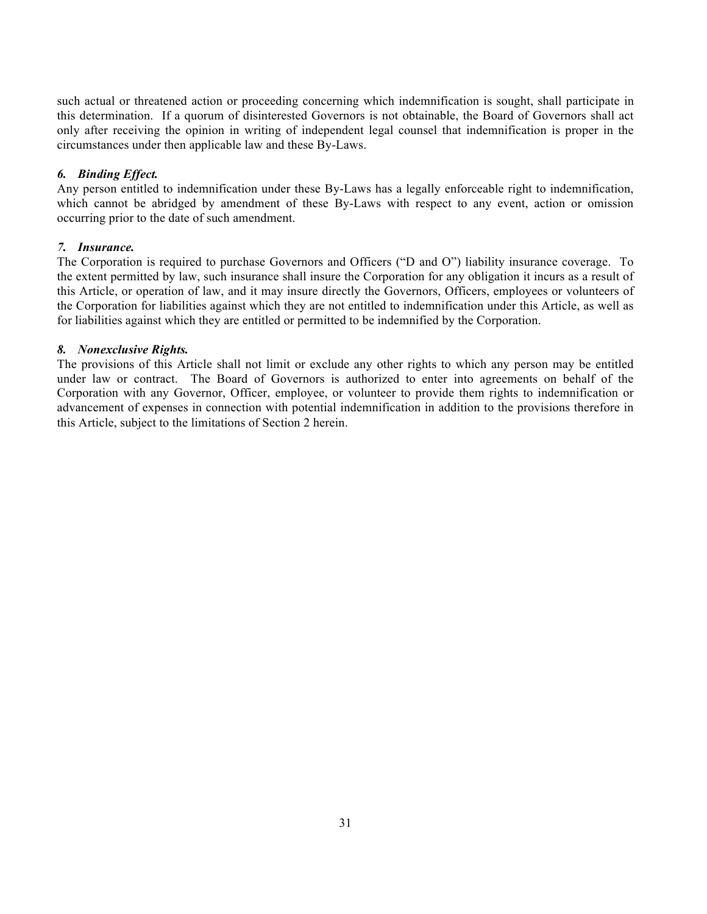such actual or threatened action or proceeding concerning which indemnification is sought, shall participate in this determination. If a quorum of disinterested Governors is not obtainable, the Board of Governors shall act only after receiving the opinion in writing of independent legal counsel that indemnification is proper in the circumstances under then applicable law and these By-Laws.

***6. Binding Effect.***

Any person entitled to indemnification under these By-Laws has a legally enforceable right to indemnification, which cannot be abridged by amendment of these By-Laws with respect to any event, action or omission occurring prior to the date of such amendment.

***7. Insurance.***

The Corporation is required to purchase Governors and Officers ("D and O") liability insurance coverage. To the extent permitted by law, such insurance shall insure the Corporation for any obligation it incurs as a result of this Article, or operation of law, and it may insure directly the Governors, Officers, employees or volunteers of the Corporation for liabilities against which they are not entitled to indemnification under this Article, as well as for liabilities against which they are entitled or permitted to be indemnified by the Corporation.

***8. Nonexclusive Rights.***

The provisions of this Article shall not limit or exclude any other rights to which any person may be entitled under law or contract. The Board of Governors is authorized to enter into agreements on behalf of the Corporation with any Governor, Officer, employee, or volunteer to provide them rights to indemnification or advancement of expenses in connection with potential indemnification in addition to the provisions therefore in this Article, subject to the limitations of Section 2 herein.